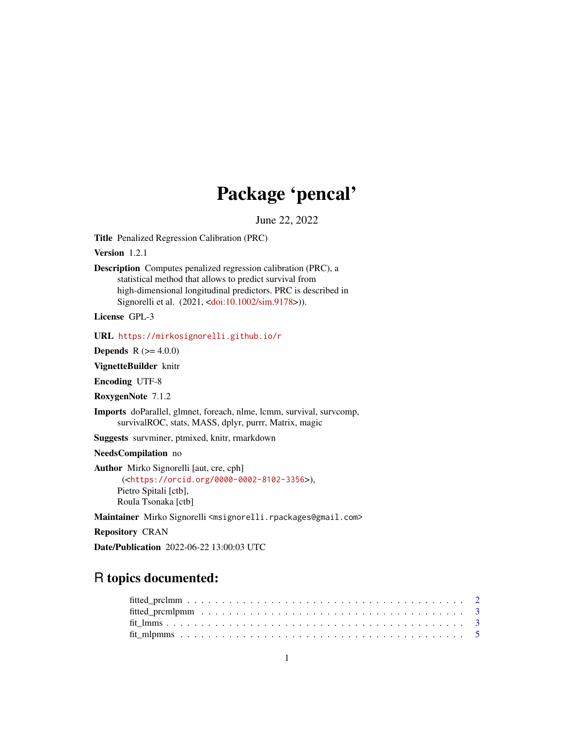# Package 'pencal'

June 22, 2022

**Title** Penalized Regression Calibration (PRC)

**Version** 1.2.1

**Description** Computes penalized regression calibration (PRC), a statistical method that allows to predict survival from high-dimensional longitudinal predictors. PRC is described in Signorelli et al. (2021, <doi:10.1002/sim.9178>)).

**License** GPL-3

**URL** https://mirkosignorelli.github.io/r

**Depends** R (>= 4.0.0)

**VignetteBuilder** knitr

**Encoding** UTF-8

**RoxygenNote** 7.1.2

**Imports** doParallel, glmnet, foreach, nlme, lcmm, survival, survcomp, survivalROC, stats, MASS, dplyr, purrr, Matrix, magic

**Suggests** survminer, ptmixed, knitr, rmarkdown

**NeedsCompilation** no

**Author** Mirko Signorelli [aut, cre, cph] (<https://orcid.org/0000-0002-8102-3356>), Pietro Spitali [ctb], Roula Tsonaka [ctb]

**Maintainer** Mirko Signorelli <msignorelli.rpackages@gmail.com>

**Repository** CRAN

**Date/Publication** 2022-06-22 13:00:03 UTC

## R topics documented:

- fitted_prclmm . . . . . . . . . . . . . . . . . . . . . . . . . . . . . . . . . . . . . . . . 2
- fitted_prcmlpmm . . . . . . . . . . . . . . . . . . . . . . . . . . . . . . . . . . . . . . 3
- fit_lmms . . . . . . . . . . . . . . . . . . . . . . . . . . . . . . . . . . . . . . . . . . . 3
- fit_mlpmms . . . . . . . . . . . . . . . . . . . . . . . . . . . . . . . . . . . . . . . . . 5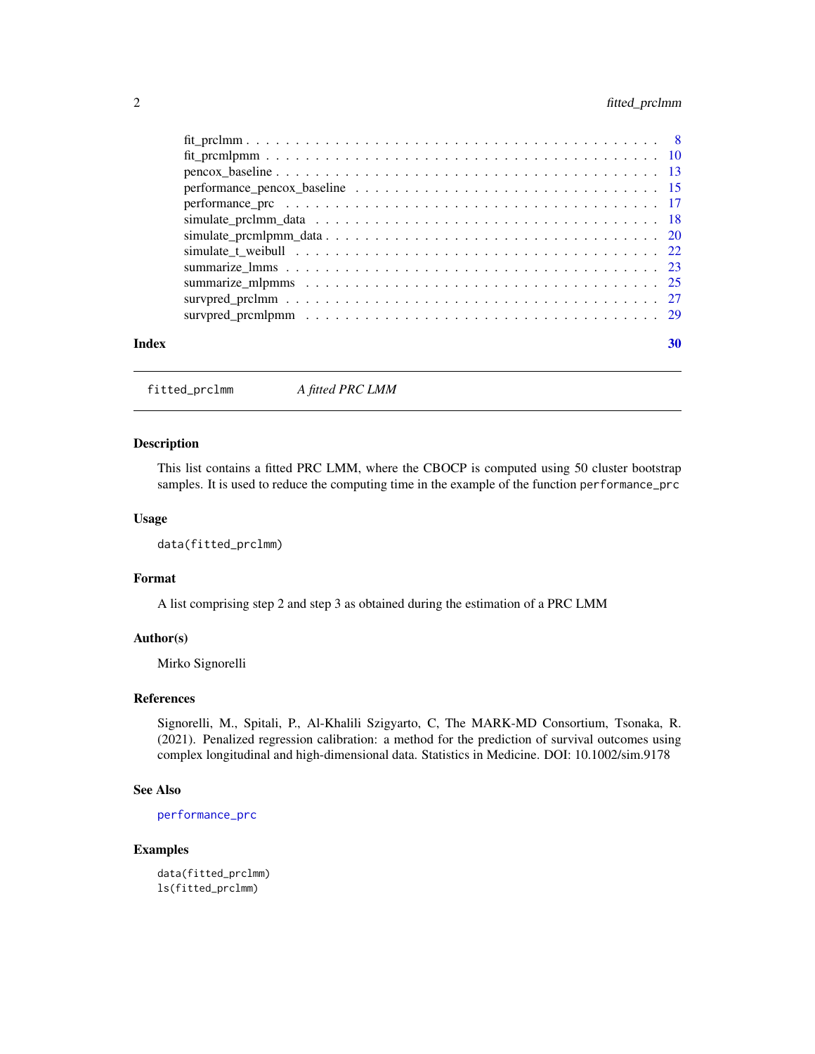fit_prclmm . . . . . . . . . . . . . . . . . . . . . . . . . . . . . . . . . . . . . . . 8
fit_prcmlpmm . . . . . . . . . . . . . . . . . . . . . . . . . . . . . . . . . . . . . . 10
pencox_baseline . . . . . . . . . . . . . . . . . . . . . . . . . . . . . . . . . . . . . 13
performance_pencox_baseline . . . . . . . . . . . . . . . . . . . . . . . . . . . . . . 15
performance_prc . . . . . . . . . . . . . . . . . . . . . . . . . . . . . . . . . . . . . 17
simulate_prclmm_data . . . . . . . . . . . . . . . . . . . . . . . . . . . . . . . . . . 18
simulate_prcmlpmm_data . . . . . . . . . . . . . . . . . . . . . . . . . . . . . . . . . 20
simulate_t_weibull . . . . . . . . . . . . . . . . . . . . . . . . . . . . . . . . . . . . 22
summarize_lmms . . . . . . . . . . . . . . . . . . . . . . . . . . . . . . . . . . . . . 23
summarize_mlpmms . . . . . . . . . . . . . . . . . . . . . . . . . . . . . . . . . . . . 25
survpred_prclmm . . . . . . . . . . . . . . . . . . . . . . . . . . . . . . . . . . . . . 27
survpred_prcmlpmm . . . . . . . . . . . . . . . . . . . . . . . . . . . . . . . . . . . . 29

**Index** **30**

---

## fitted_prclmm — *A fitted PRC LMM*

### Description

This list contains a fitted PRC LMM, where the CBOCP is computed using 50 cluster bootstrap samples. It is used to reduce the computing time in the example of the function `performance_prc`

### Usage

```
data(fitted_prclmm)
```

### Format

A list comprising step 2 and step 3 as obtained during the estimation of a PRC LMM

### Author(s)

Mirko Signorelli

### References

Signorelli, M., Spitali, P., Al-Khalili Szigyarto, C, The MARK-MD Consortium, Tsonaka, R. (2021). Penalized regression calibration: a method for the prediction of survival outcomes using complex longitudinal and high-dimensional data. Statistics in Medicine. DOI: 10.1002/sim.9178

### See Also

`performance_prc`

### Examples

```
data(fitted_prclmm)
ls(fitted_prclmm)
```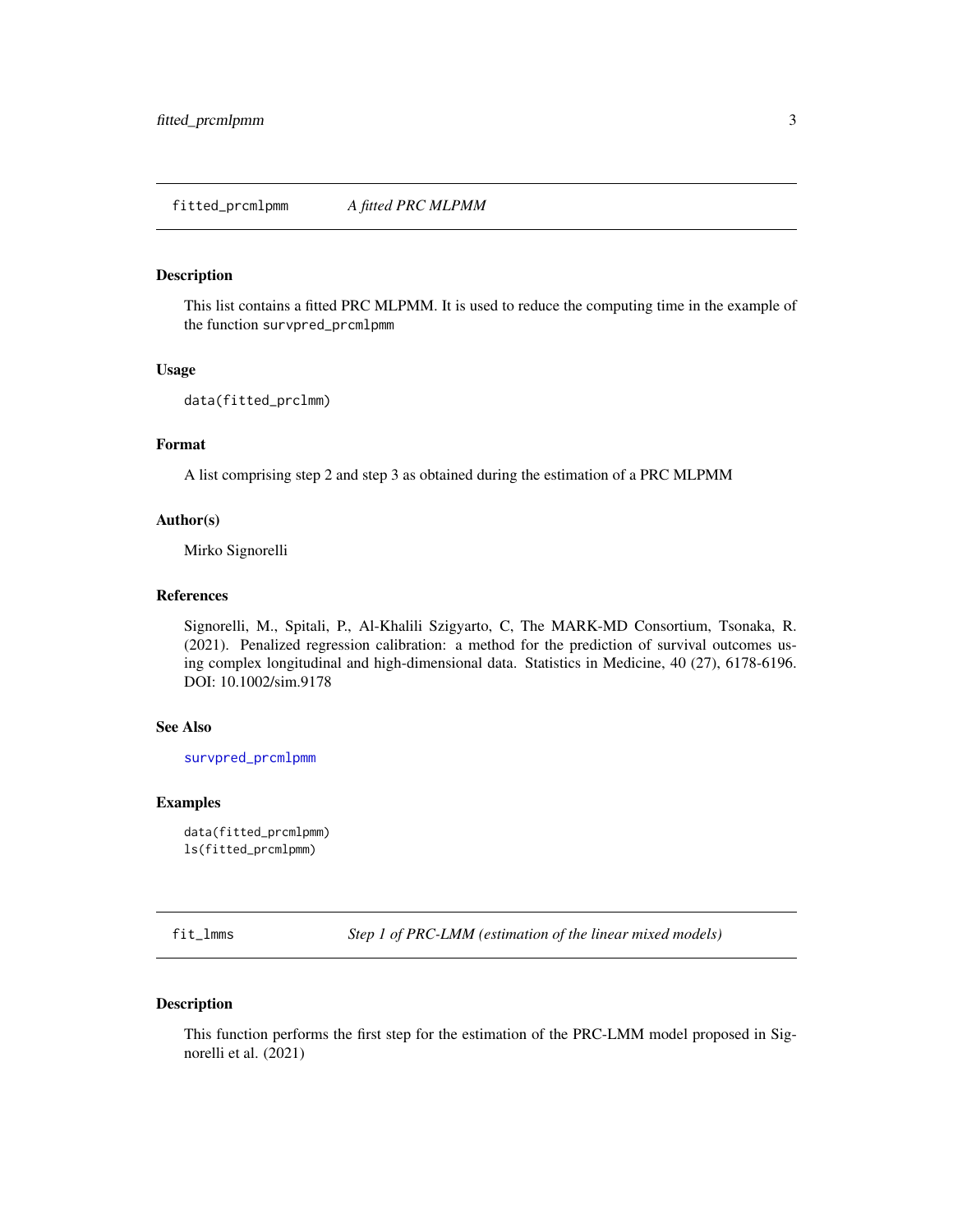## fitted_prcmlpmm    *A fitted PRC MLPMM*

### Description

This list contains a fitted PRC MLPMM. It is used to reduce the computing time in the example of the function `survpred_prcmlpmm`

### Usage

```
data(fitted_prclmm)
```

### Format

A list comprising step 2 and step 3 as obtained during the estimation of a PRC MLPMM

### Author(s)

Mirko Signorelli

### References

Signorelli, M., Spitali, P., Al-Khalili Szigyarto, C, The MARK-MD Consortium, Tsonaka, R. (2021). Penalized regression calibration: a method for the prediction of survival outcomes using complex longitudinal and high-dimensional data. Statistics in Medicine, 40 (27), 6178-6196. DOI: 10.1002/sim.9178

### See Also

survpred_prcmlpmm

### Examples

```
data(fitted_prcmlpmm)
ls(fitted_prcmlpmm)
```

## fit_lmms    *Step 1 of PRC-LMM (estimation of the linear mixed models)*

### Description

This function performs the first step for the estimation of the PRC-LMM model proposed in Signorelli et al. (2021)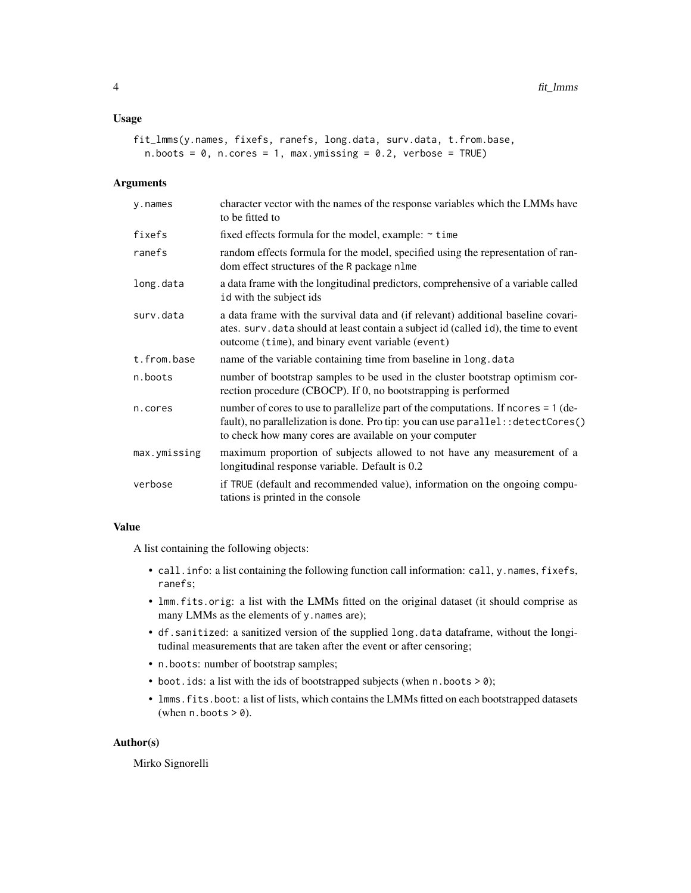## Usage

```
fit_lmms(y.names, fixefs, ranefs, long.data, surv.data, t.from.base,
  n.boots = 0, n.cores = 1, max.ymissing = 0.2, verbose = TRUE)
```

## Arguments

| | |
|---|---|
| y.names | character vector with the names of the response variables which the LMMs have to be fitted to |
| fixefs | fixed effects formula for the model, example: `~ time` |
| ranefs | random effects formula for the model, specified using the representation of random effect structures of the R package nlme |
| long.data | a data frame with the longitudinal predictors, comprehensive of a variable called id with the subject ids |
| surv.data | a data frame with the survival data and (if relevant) additional baseline covariates. surv.data should at least contain a subject id (called id), the time to event outcome (time), and binary event variable (event) |
| t.from.base | name of the variable containing time from baseline in long.data |
| n.boots | number of bootstrap samples to be used in the cluster bootstrap optimism correction procedure (CBOCP). If 0, no bootstrapping is performed |
| n.cores | number of cores to use to parallelize part of the computations. If ncores = 1 (default), no parallelization is done. Pro tip: you can use parallel::detectCores() to check how many cores are available on your computer |
| max.ymissing | maximum proportion of subjects allowed to not have any measurement of a longitudinal response variable. Default is 0.2 |
| verbose | if TRUE (default and recommended value), information on the ongoing computations is printed in the console |

## Value

A list containing the following objects:

- call.info: a list containing the following function call information: call, y.names, fixefs, ranefs;
- lmm.fits.orig: a list with the LMMs fitted on the original dataset (it should comprise as many LMMs as the elements of y.names are);
- df.sanitized: a sanitized version of the supplied long.data dataframe, without the longitudinal measurements that are taken after the event or after censoring;
- n.boots: number of bootstrap samples;
- boot.ids: a list with the ids of bootstrapped subjects (when n.boots > 0);
- lmms.fits.boot: a list of lists, which contains the LMMs fitted on each bootstrapped datasets (when n.boots > 0).

## Author(s)

Mirko Signorelli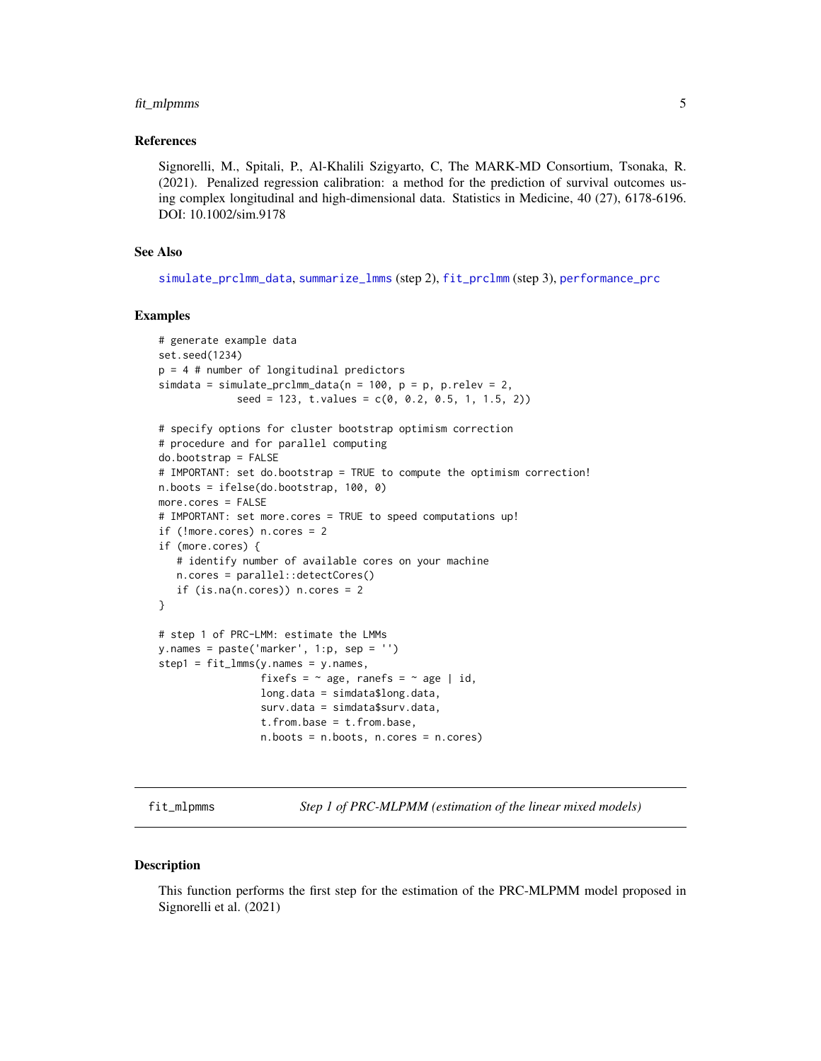### References

Signorelli, M., Spitali, P., Al-Khalili Szigyarto, C, The MARK-MD Consortium, Tsonaka, R. (2021). Penalized regression calibration: a method for the prediction of survival outcomes using complex longitudinal and high-dimensional data. Statistics in Medicine, 40 (27), 6178-6196. DOI: 10.1002/sim.9178

### See Also

simulate_prclmm_data, summarize_lmms (step 2), fit_prclmm (step 3), performance_prc

### Examples

```
# generate example data
set.seed(1234)
p = 4 # number of longitudinal predictors
simdata = simulate_prclmm_data(n = 100, p = p, p.relev = 2,
             seed = 123, t.values = c(0, 0.2, 0.5, 1, 1.5, 2))

# specify options for cluster bootstrap optimism correction
# procedure and for parallel computing
do.bootstrap = FALSE
# IMPORTANT: set do.bootstrap = TRUE to compute the optimism correction!
n.boots = ifelse(do.bootstrap, 100, 0)
more.cores = FALSE
# IMPORTANT: set more.cores = TRUE to speed computations up!
if (!more.cores) n.cores = 2
if (more.cores) {
   # identify number of available cores on your machine
   n.cores = parallel::detectCores()
   if (is.na(n.cores)) n.cores = 2
}

# step 1 of PRC-LMM: estimate the LMMs
y.names = paste('marker', 1:p, sep = '')
step1 = fit_lmms(y.names = y.names,
                 fixefs = ~ age, ranefs = ~ age | id,
                 long.data = simdata$long.data,
                 surv.data = simdata$surv.data,
                 t.from.base = t.from.base,
                 n.boots = n.boots, n.cores = n.cores)
```

---

## fit_mlpmms — *Step 1 of PRC-MLPMM (estimation of the linear mixed models)*

### Description

This function performs the first step for the estimation of the PRC-MLPMM model proposed in Signorelli et al. (2021)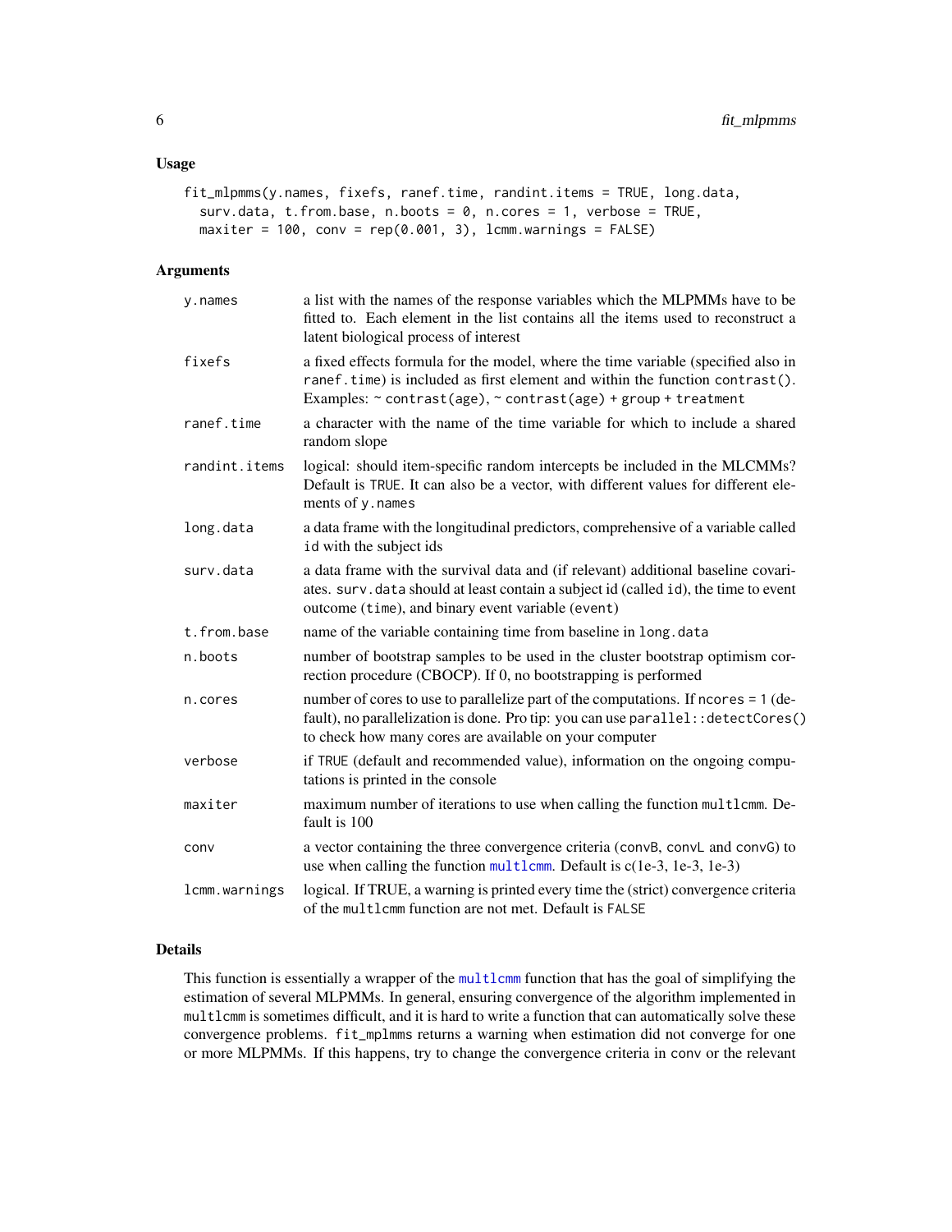### Usage

```
fit_mlpmms(y.names, fixefs, ranef.time, randint.items = TRUE, long.data,
  surv.data, t.from.base, n.boots = 0, n.cores = 1, verbose = TRUE,
  maxiter = 100, conv = rep(0.001, 3), lcmm.warnings = FALSE)
```

### Arguments

| Argument | Description |
|---|---|
| `y.names` | a list with the names of the response variables which the MLPMMs have to be fitted to. Each element in the list contains all the items used to reconstruct a latent biological process of interest |
| `fixefs` | a fixed effects formula for the model, where the time variable (specified also in `ranef.time`) is included as first element and within the function `contrast()`. Examples: `~ contrast(age)`, `~ contrast(age) + group + treatment` |
| `ranef.time` | a character with the name of the time variable for which to include a shared random slope |
| `randint.items` | logical: should item-specific random intercepts be included in the MLCMMs? Default is `TRUE`. It can also be a vector, with different values for different elements of `y.names` |
| `long.data` | a data frame with the longitudinal predictors, comprehensive of a variable called `id` with the subject ids |
| `surv.data` | a data frame with the survival data and (if relevant) additional baseline covariates. `surv.data` should at least contain a subject id (called `id`), the time to event outcome (`time`), and binary event variable (`event`) |
| `t.from.base` | name of the variable containing time from baseline in `long.data` |
| `n.boots` | number of bootstrap samples to be used in the cluster bootstrap optimism correction procedure (CBOCP). If 0, no bootstrapping is performed |
| `n.cores` | number of cores to use to parallelize part of the computations. If `ncores = 1` (default), no parallelization is done. Pro tip: you can use `parallel::detectCores()` to check how many cores are available on your computer |
| `verbose` | if `TRUE` (default and recommended value), information on the ongoing computations is printed in the console |
| `maxiter` | maximum number of iterations to use when calling the function `multlcmm`. Default is 100 |
| `conv` | a vector containing the three convergence criteria (`convB`, `convL` and `convG`) to use when calling the function `multlcmm`. Default is c(1e-3, 1e-3, 1e-3) |
| `lcmm.warnings` | logical. If TRUE, a warning is printed every time the (strict) convergence criteria of the `multlcmm` function are not met. Default is `FALSE` |

### Details

This function is essentially a wrapper of the `multlcmm` function that has the goal of simplifying the estimation of several MLPMMs. In general, ensuring convergence of the algorithm implemented in `multlcmm` is sometimes difficult, and it is hard to write a function that can automatically solve these convergence problems. `fit_mplmms` returns a warning when estimation did not converge for one or more MLPMMs. If this happens, try to change the convergence criteria in `conv` or the relevant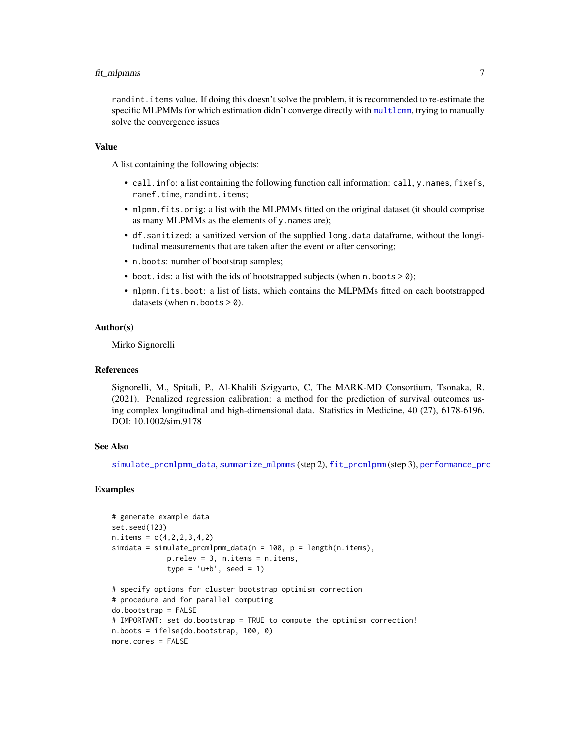randint.items value. If doing this doesn't solve the problem, it is recommended to re-estimate the specific MLPMMs for which estimation didn't converge directly with multlcmm, trying to manually solve the convergence issues

## Value

A list containing the following objects:

- call.info: a list containing the following function call information: call, y.names, fixefs, ranef.time, randint.items;
- mlpmm.fits.orig: a list with the MLPMMs fitted on the original dataset (it should comprise as many MLPMMs as the elements of y.names are);
- df.sanitized: a sanitized version of the supplied long.data dataframe, without the longitudinal measurements that are taken after the event or after censoring;
- n.boots: number of bootstrap samples;
- boot.ids: a list with the ids of bootstrapped subjects (when n.boots > 0);
- mlpmm.fits.boot: a list of lists, which contains the MLPMMs fitted on each bootstrapped datasets (when n.boots > 0).

## Author(s)

Mirko Signorelli

## References

Signorelli, M., Spitali, P., Al-Khalili Szigyarto, C, The MARK-MD Consortium, Tsonaka, R. (2021). Penalized regression calibration: a method for the prediction of survival outcomes using complex longitudinal and high-dimensional data. Statistics in Medicine, 40 (27), 6178-6196. DOI: 10.1002/sim.9178

## See Also

simulate_prcmlpmm_data, summarize_mlpmms (step 2), fit_prcmlpmm (step 3), performance_prc

## Examples

```
# generate example data
set.seed(123)
n.items = c(4,2,2,3,4,2)
simdata = simulate_prcmlpmm_data(n = 100, p = length(n.items),
             p.relev = 3, n.items = n.items,
             type = 'u+b', seed = 1)

# specify options for cluster bootstrap optimism correction
# procedure and for parallel computing
do.bootstrap = FALSE
# IMPORTANT: set do.bootstrap = TRUE to compute the optimism correction!
n.boots = ifelse(do.bootstrap, 100, 0)
more.cores = FALSE
```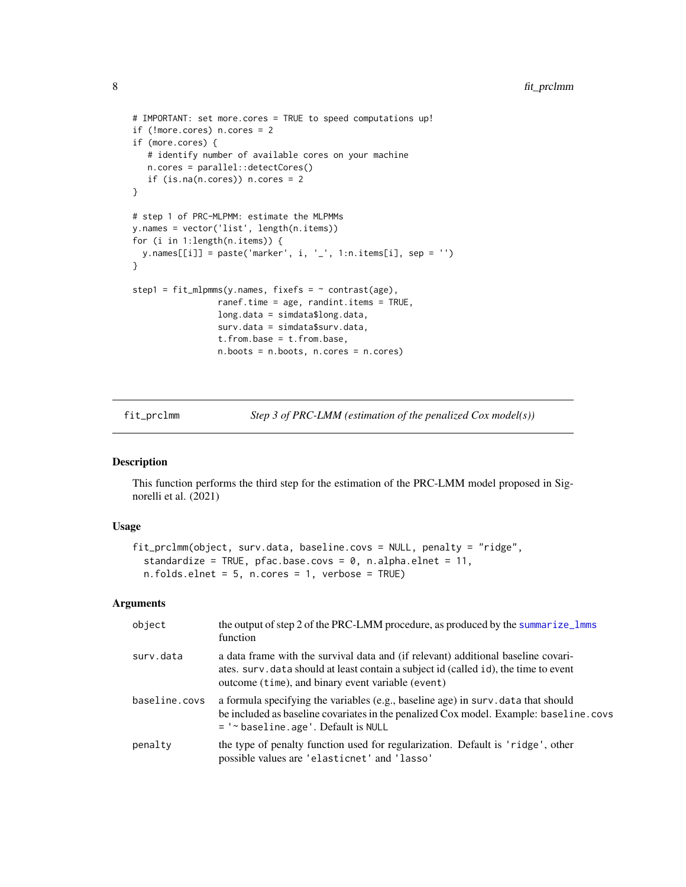```
# IMPORTANT: set more.cores = TRUE to speed computations up!
if (!more.cores) n.cores = 2
if (more.cores) {
   # identify number of available cores on your machine
   n.cores = parallel::detectCores()
   if (is.na(n.cores)) n.cores = 2
}

# step 1 of PRC-MLPMM: estimate the MLPMMs
y.names = vector('list', length(n.items))
for (i in 1:length(n.items)) {
  y.names[[i]] = paste('marker', i, '_', 1:n.items[i], sep = '')
}

step1 = fit_mlpmms(y.names, fixefs = ~ contrast(age),
                   ranef.time = age, randint.items = TRUE,
                   long.data = simdata$long.data,
                   surv.data = simdata$surv.data,
                   t.from.base = t.from.base,
                   n.boots = n.boots, n.cores = n.cores)
```

## fit_prclmm — *Step 3 of PRC-LMM (estimation of the penalized Cox model(s))*

### Description

This function performs the third step for the estimation of the PRC-LMM model proposed in Signorelli et al. (2021)

### Usage

```
fit_prclmm(object, surv.data, baseline.covs = NULL, penalty = "ridge",
  standardize = TRUE, pfac.base.covs = 0, n.alpha.elnet = 11,
  n.folds.elnet = 5, n.cores = 1, verbose = TRUE)
```

### Arguments

| | |
|---|---|
| object | the output of step 2 of the PRC-LMM procedure, as produced by the summarize_lmms function |
| surv.data | a data frame with the survival data and (if relevant) additional baseline covariates. surv.data should at least contain a subject id (called id), the time to event outcome (time), and binary event variable (event) |
| baseline.covs | a formula specifying the variables (e.g., baseline age) in surv.data that should be included as baseline covariates in the penalized Cox model. Example: baseline.covs = '~ baseline.age'. Default is NULL |
| penalty | the type of penalty function used for regularization. Default is 'ridge', other possible values are 'elasticnet' and 'lasso' |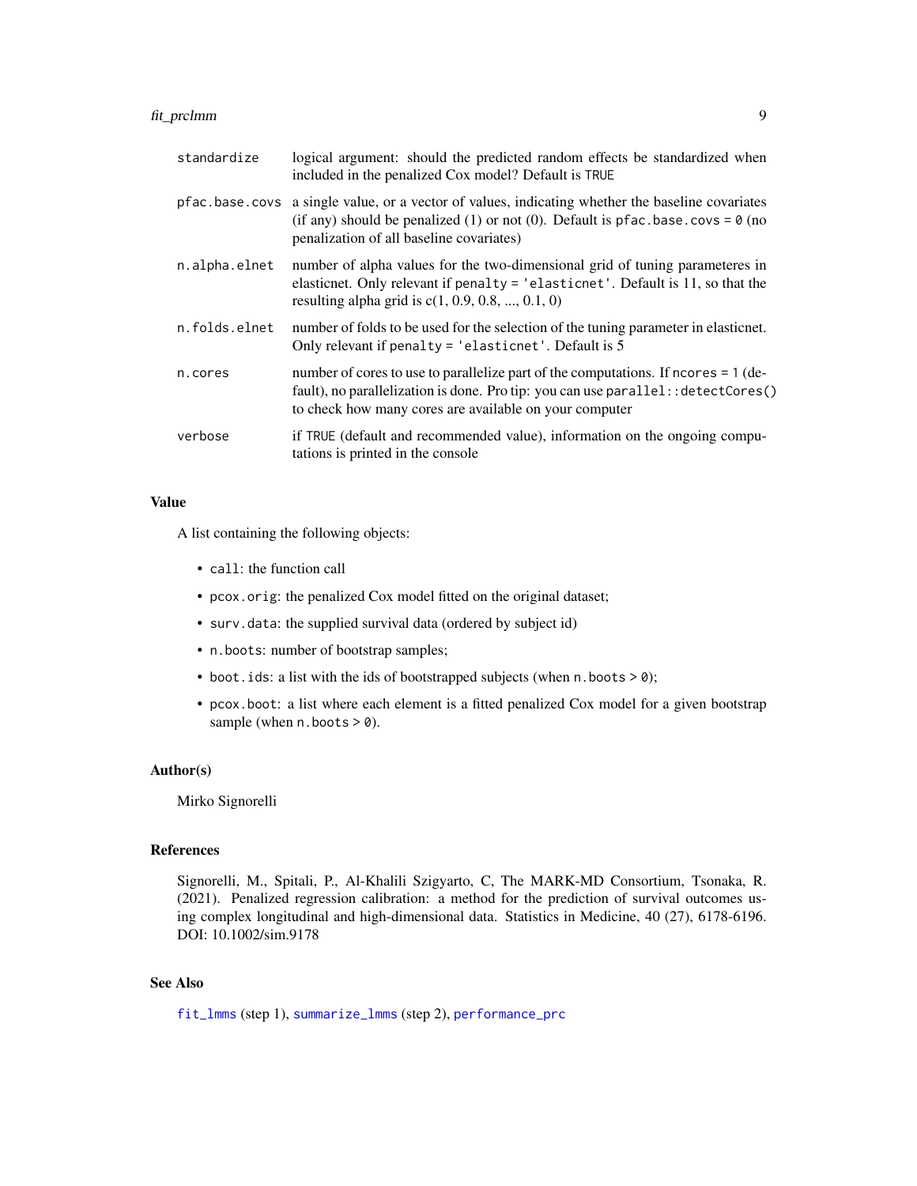| | |
|---|---|
| `standardize` | logical argument: should the predicted random effects be standardized when included in the penalized Cox model? Default is `TRUE` |
| `pfac.base.covs` | a single value, or a vector of values, indicating whether the baseline covariates (if any) should be penalized (1) or not (0). Default is `pfac.base.covs = 0` (no penalization of all baseline covariates) |
| `n.alpha.elnet` | number of alpha values for the two-dimensional grid of tuning parameteres in elasticnet. Only relevant if `penalty = 'elasticnet'`. Default is 11, so that the resulting alpha grid is c(1, 0.9, 0.8, ..., 0.1, 0) |
| `n.folds.elnet` | number of folds to be used for the selection of the tuning parameter in elasticnet. Only relevant if `penalty = 'elasticnet'`. Default is 5 |
| `n.cores` | number of cores to use to parallelize part of the computations. If `ncores = 1` (default), no parallelization is done. Pro tip: you can use `parallel::detectCores()` to check how many cores are available on your computer |
| `verbose` | if `TRUE` (default and recommended value), information on the ongoing computations is printed in the console |

## Value

A list containing the following objects:

- `call`: the function call
- `pcox.orig`: the penalized Cox model fitted on the original dataset;
- `surv.data`: the supplied survival data (ordered by subject id)
- `n.boots`: number of bootstrap samples;
- `boot.ids`: a list with the ids of bootstrapped subjects (when `n.boots > 0`);
- `pcox.boot`: a list where each element is a fitted penalized Cox model for a given bootstrap sample (when `n.boots > 0`).

## Author(s)

Mirko Signorelli

## References

Signorelli, M., Spitali, P., Al-Khalili Szigyarto, C, The MARK-MD Consortium, Tsonaka, R. (2021). Penalized regression calibration: a method for the prediction of survival outcomes using complex longitudinal and high-dimensional data. Statistics in Medicine, 40 (27), 6178-6196. DOI: 10.1002/sim.9178

## See Also

`fit_lmms` (step 1), `summarize_lmms` (step 2), `performance_prc`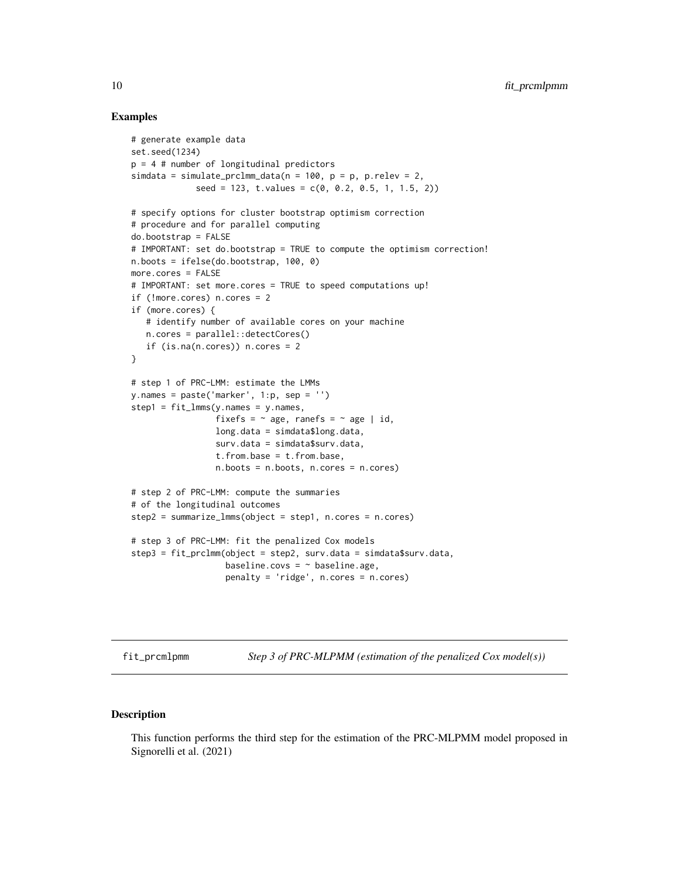### Examples

```
# generate example data
set.seed(1234)
p = 4 # number of longitudinal predictors
simdata = simulate_prclmm_data(n = 100, p = p, p.relev = 2,
             seed = 123, t.values = c(0, 0.2, 0.5, 1, 1.5, 2))

# specify options for cluster bootstrap optimism correction
# procedure and for parallel computing
do.bootstrap = FALSE
# IMPORTANT: set do.bootstrap = TRUE to compute the optimism correction!
n.boots = ifelse(do.bootstrap, 100, 0)
more.cores = FALSE
# IMPORTANT: set more.cores = TRUE to speed computations up!
if (!more.cores) n.cores = 2
if (more.cores) {
   # identify number of available cores on your machine
   n.cores = parallel::detectCores()
   if (is.na(n.cores)) n.cores = 2
}

# step 1 of PRC-LMM: estimate the LMMs
y.names = paste('marker', 1:p, sep = '')
step1 = fit_lmms(y.names = y.names,
                 fixefs = ~ age, ranefs = ~ age | id,
                 long.data = simdata$long.data,
                 surv.data = simdata$surv.data,
                 t.from.base = t.from.base,
                 n.boots = n.boots, n.cores = n.cores)

# step 2 of PRC-LMM: compute the summaries
# of the longitudinal outcomes
step2 = summarize_lmms(object = step1, n.cores = n.cores)

# step 3 of PRC-LMM: fit the penalized Cox models
step3 = fit_prclmm(object = step2, surv.data = simdata$surv.data,
                   baseline.covs = ~ baseline.age,
                   penalty = 'ridge', n.cores = n.cores)
```

---

## fit_prcmlpmm — *Step 3 of PRC-MLPMM (estimation of the penalized Cox model(s))*

### Description

This function performs the third step for the estimation of the PRC-MLPMM model proposed in Signorelli et al. (2021)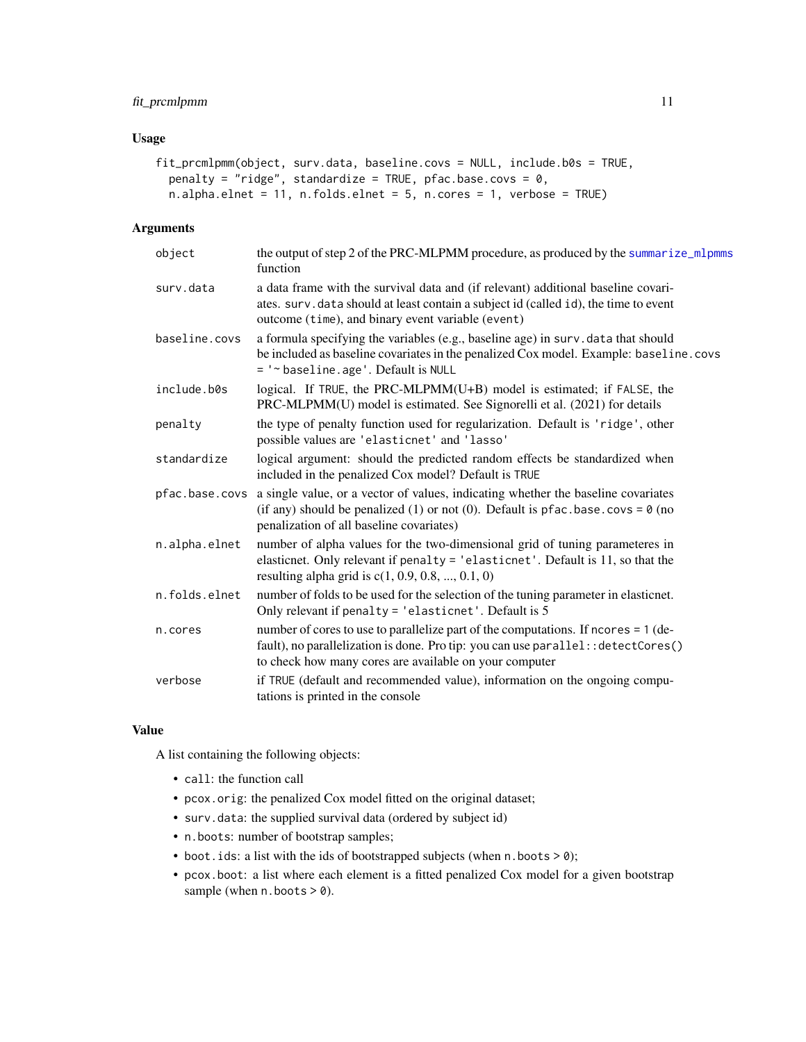## Usage

```
fit_prcmlpmm(object, surv.data, baseline.covs = NULL, include.b0s = TRUE,
  penalty = "ridge", standardize = TRUE, pfac.base.covs = 0,
  n.alpha.elnet = 11, n.folds.elnet = 5, n.cores = 1, verbose = TRUE)
```

## Arguments

| | |
|---|---|
| `object` | the output of step 2 of the PRC-MLPMM procedure, as produced by the `summarize_mlpmms` function |
| `surv.data` | a data frame with the survival data and (if relevant) additional baseline covariates. `surv.data` should at least contain a subject id (called `id`), the time to event outcome (`time`), and binary event variable (`event`) |
| `baseline.covs` | a formula specifying the variables (e.g., baseline age) in `surv.data` that should be included as baseline covariates in the penalized Cox model. Example: `baseline.covs = '~ baseline.age'`. Default is `NULL` |
| `include.b0s` | logical. If `TRUE`, the PRC-MLPMM(U+B) model is estimated; if `FALSE`, the PRC-MLPMM(U) model is estimated. See Signorelli et al. (2021) for details |
| `penalty` | the type of penalty function used for regularization. Default is `'ridge'`, other possible values are `'elasticnet'` and `'lasso'` |
| `standardize` | logical argument: should the predicted random effects be standardized when included in the penalized Cox model? Default is `TRUE` |
| `pfac.base.covs` | a single value, or a vector of values, indicating whether the baseline covariates (if any) should be penalized (1) or not (0). Default is `pfac.base.covs = 0` (no penalization of all baseline covariates) |
| `n.alpha.elnet` | number of alpha values for the two-dimensional grid of tuning parameteres in elasticnet. Only relevant if `penalty = 'elasticnet'`. Default is 11, so that the resulting alpha grid is c(1, 0.9, 0.8, ..., 0.1, 0) |
| `n.folds.elnet` | number of folds to be used for the selection of the tuning parameter in elasticnet. Only relevant if `penalty = 'elasticnet'`. Default is 5 |
| `n.cores` | number of cores to use to parallelize part of the computations. If `ncores = 1` (default), no parallelization is done. Pro tip: you can use `parallel::detectCores()` to check how many cores are available on your computer |
| `verbose` | if `TRUE` (default and recommended value), information on the ongoing computations is printed in the console |

## Value

A list containing the following objects:

- `call`: the function call
- `pcox.orig`: the penalized Cox model fitted on the original dataset;
- `surv.data`: the supplied survival data (ordered by subject id)
- `n.boots`: number of bootstrap samples;
- `boot.ids`: a list with the ids of bootstrapped subjects (when `n.boots > 0`);
- `pcox.boot`: a list where each element is a fitted penalized Cox model for a given bootstrap sample (when `n.boots > 0`).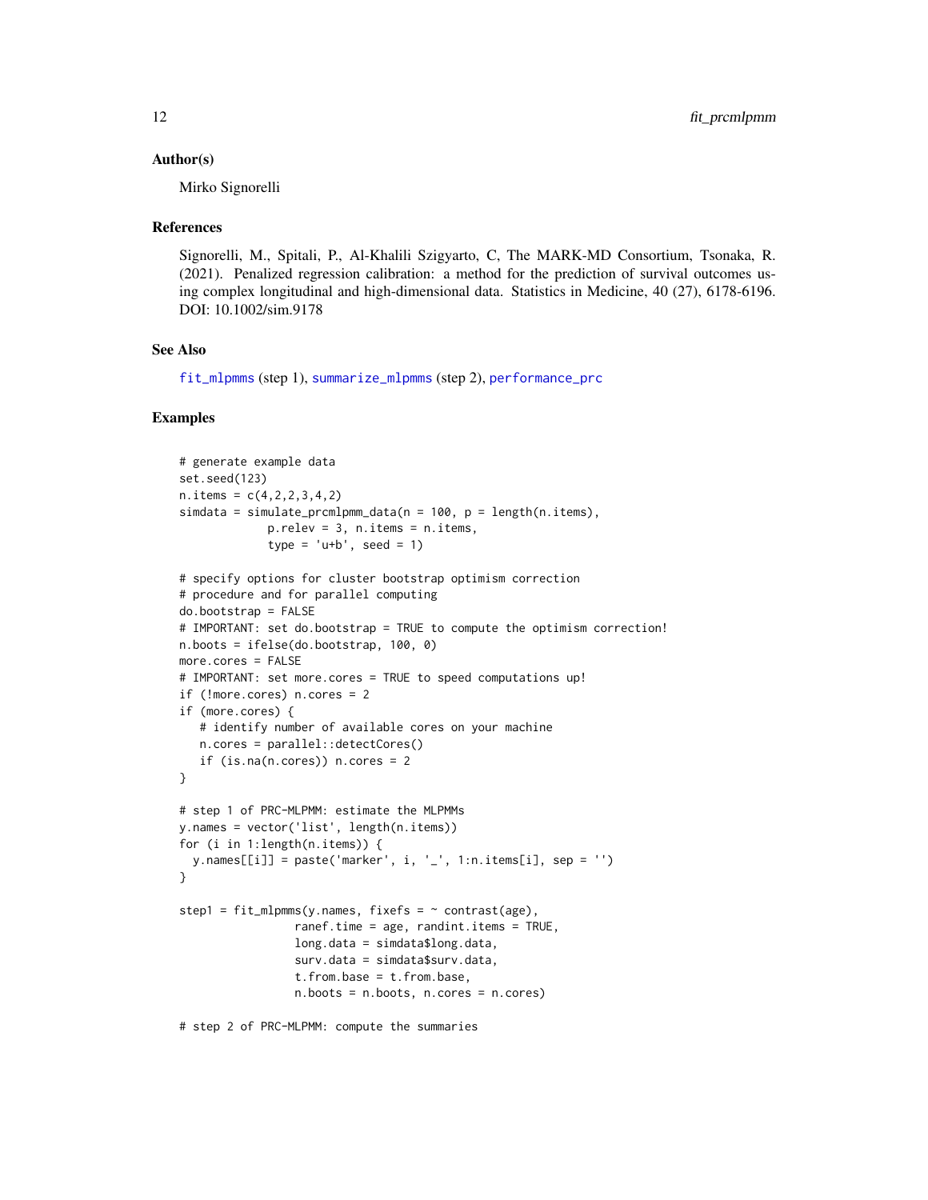### Author(s)

Mirko Signorelli

### References

Signorelli, M., Spitali, P., Al-Khalili Szigyarto, C, The MARK-MD Consortium, Tsonaka, R. (2021). Penalized regression calibration: a method for the prediction of survival outcomes using complex longitudinal and high-dimensional data. Statistics in Medicine, 40 (27), 6178-6196. DOI: 10.1002/sim.9178

### See Also

fit_mlpmms (step 1), summarize_mlpmms (step 2), performance_prc

### Examples

```
# generate example data
set.seed(123)
n.items = c(4,2,2,3,4,2)
simdata = simulate_prcmlpmm_data(n = 100, p = length(n.items),
             p.relev = 3, n.items = n.items,
             type = 'u+b', seed = 1)

# specify options for cluster bootstrap optimism correction
# procedure and for parallel computing
do.bootstrap = FALSE
# IMPORTANT: set do.bootstrap = TRUE to compute the optimism correction!
n.boots = ifelse(do.bootstrap, 100, 0)
more.cores = FALSE
# IMPORTANT: set more.cores = TRUE to speed computations up!
if (!more.cores) n.cores = 2
if (more.cores) {
   # identify number of available cores on your machine
   n.cores = parallel::detectCores()
   if (is.na(n.cores)) n.cores = 2
}

# step 1 of PRC-MLPMM: estimate the MLPMMs
y.names = vector('list', length(n.items))
for (i in 1:length(n.items)) {
  y.names[[i]] = paste('marker', i, '_', 1:n.items[i], sep = '')
}

step1 = fit_mlpmms(y.names, fixefs = ~ contrast(age),
                 ranef.time = age, randint.items = TRUE,
                 long.data = simdata$long.data,
                 surv.data = simdata$surv.data,
                 t.from.base = t.from.base,
                 n.boots = n.boots, n.cores = n.cores)

# step 2 of PRC-MLPMM: compute the summaries
```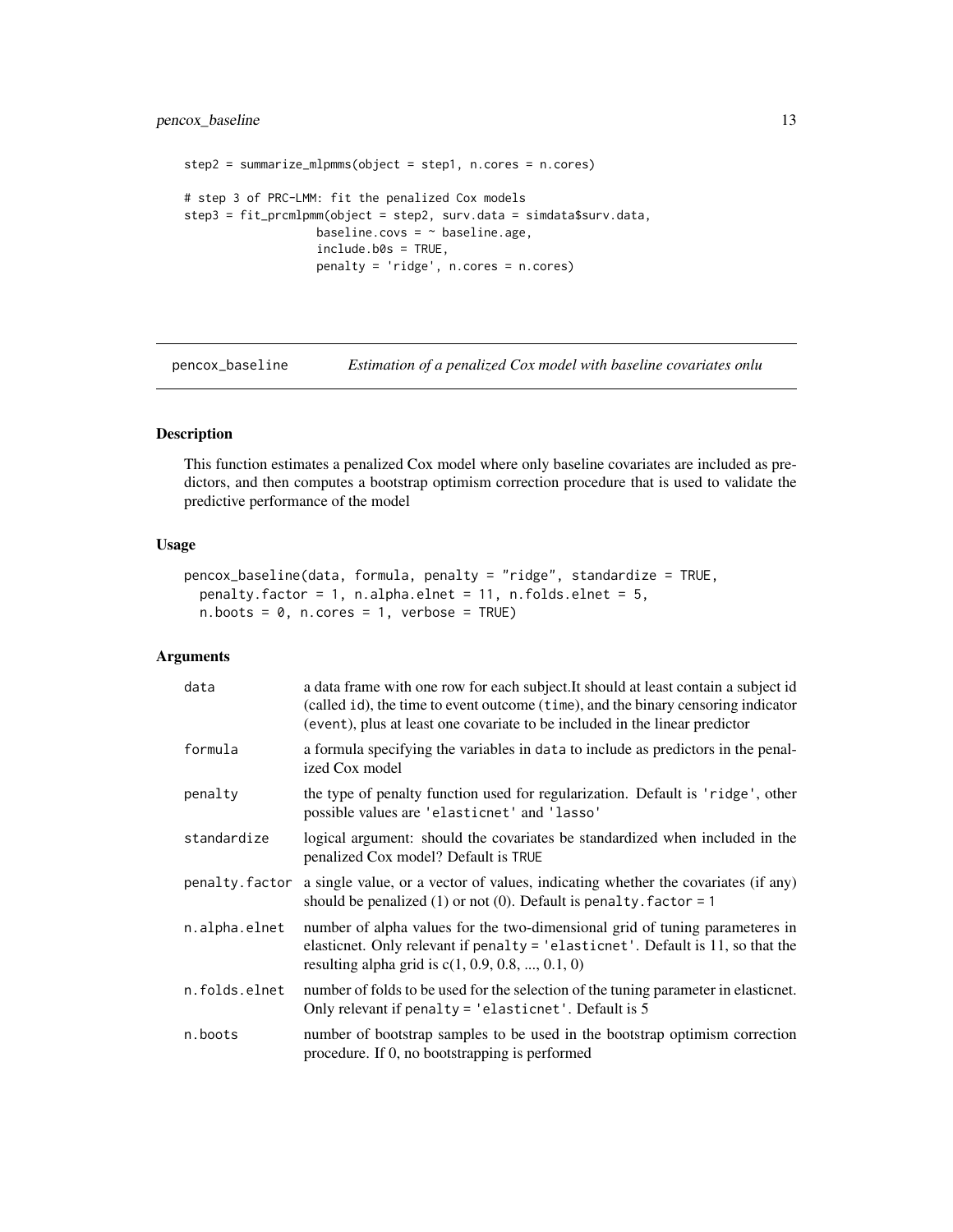```
step2 = summarize_mlpmms(object = step1, n.cores = n.cores)

# step 3 of PRC-LMM: fit the penalized Cox models
step3 = fit_prcmlpmm(object = step2, surv.data = simdata$surv.data,
                    baseline.covs = ~ baseline.age,
                    include.b0s = TRUE,
                    penalty = 'ridge', n.cores = n.cores)
```

## pencox_baseline — *Estimation of a penalized Cox model with baseline covariates onlu*

### Description

This function estimates a penalized Cox model where only baseline covariates are included as predictors, and then computes a bootstrap optimism correction procedure that is used to validate the predictive performance of the model

### Usage

```
pencox_baseline(data, formula, penalty = "ridge", standardize = TRUE,
  penalty.factor = 1, n.alpha.elnet = 11, n.folds.elnet = 5,
  n.boots = 0, n.cores = 1, verbose = TRUE)
```

### Arguments

| Argument | Description |
|---|---|
| `data` | a data frame with one row for each subject.It should at least contain a subject id (called `id`), the time to event outcome (`time`), and the binary censoring indicator (`event`), plus at least one covariate to be included in the linear predictor |
| `formula` | a formula specifying the variables in `data` to include as predictors in the penalized Cox model |
| `penalty` | the type of penalty function used for regularization. Default is `'ridge'`, other possible values are `'elasticnet'` and `'lasso'` |
| `standardize` | logical argument: should the covariates be standardized when included in the penalized Cox model? Default is `TRUE` |
| `penalty.factor` | a single value, or a vector of values, indicating whether the covariates (if any) should be penalized (1) or not (0). Default is `penalty.factor = 1` |
| `n.alpha.elnet` | number of alpha values for the two-dimensional grid of tuning parameteres in elasticnet. Only relevant if `penalty = 'elasticnet'`. Default is 11, so that the resulting alpha grid is c(1, 0.9, 0.8, ..., 0.1, 0) |
| `n.folds.elnet` | number of folds to be used for the selection of the tuning parameter in elasticnet. Only relevant if `penalty = 'elasticnet'`. Default is 5 |
| `n.boots` | number of bootstrap samples to be used in the bootstrap optimism correction procedure. If 0, no bootstrapping is performed |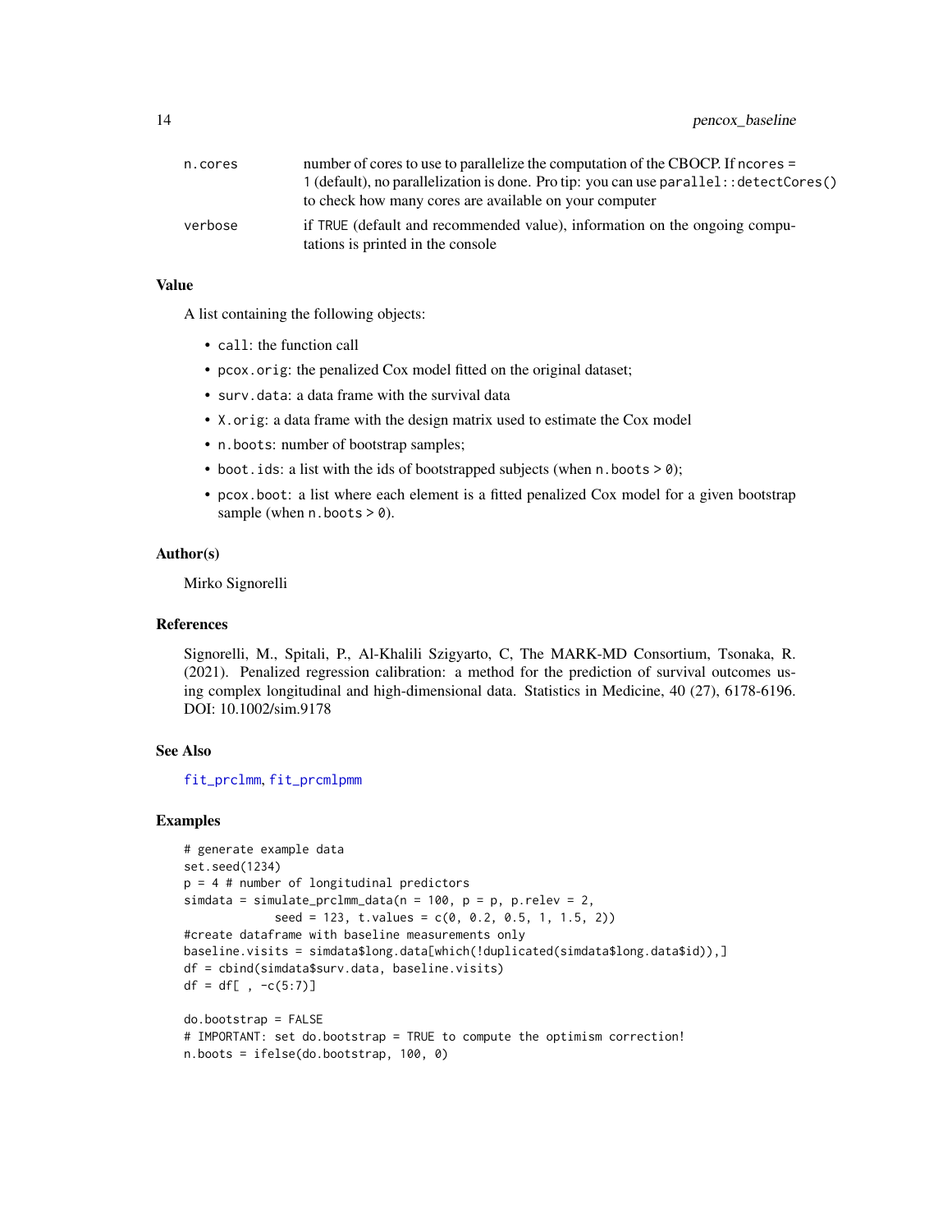| | |
|---|---|
| n.cores | number of cores to use to parallelize the computation of the CBOCP. If ncores = 1 (default), no parallelization is done. Pro tip: you can use parallel::detectCores() to check how many cores are available on your computer |
| verbose | if TRUE (default and recommended value), information on the ongoing computations is printed in the console |

### Value

A list containing the following objects:

- call: the function call
- pcox.orig: the penalized Cox model fitted on the original dataset;
- surv.data: a data frame with the survival data
- X.orig: a data frame with the design matrix used to estimate the Cox model
- n.boots: number of bootstrap samples;
- boot.ids: a list with the ids of bootstrapped subjects (when n.boots > 0);
- pcox.boot: a list where each element is a fitted penalized Cox model for a given bootstrap sample (when n.boots > 0).

### Author(s)

Mirko Signorelli

### References

Signorelli, M., Spitali, P., Al-Khalili Szigyarto, C, The MARK-MD Consortium, Tsonaka, R. (2021). Penalized regression calibration: a method for the prediction of survival outcomes using complex longitudinal and high-dimensional data. Statistics in Medicine, 40 (27), 6178-6196. DOI: 10.1002/sim.9178

### See Also

fit_prclmm, fit_prcmlpmm

### Examples

```
# generate example data
set.seed(1234)
p = 4 # number of longitudinal predictors
simdata = simulate_prclmm_data(n = 100, p = p, p.relev = 2,
             seed = 123, t.values = c(0, 0.2, 0.5, 1, 1.5, 2))
#create dataframe with baseline measurements only
baseline.visits = simdata$long.data[which(!duplicated(simdata$long.data$id)),]
df = cbind(simdata$surv.data, baseline.visits)
df = df[ , -c(5:7)]

do.bootstrap = FALSE
# IMPORTANT: set do.bootstrap = TRUE to compute the optimism correction!
n.boots = ifelse(do.bootstrap, 100, 0)
```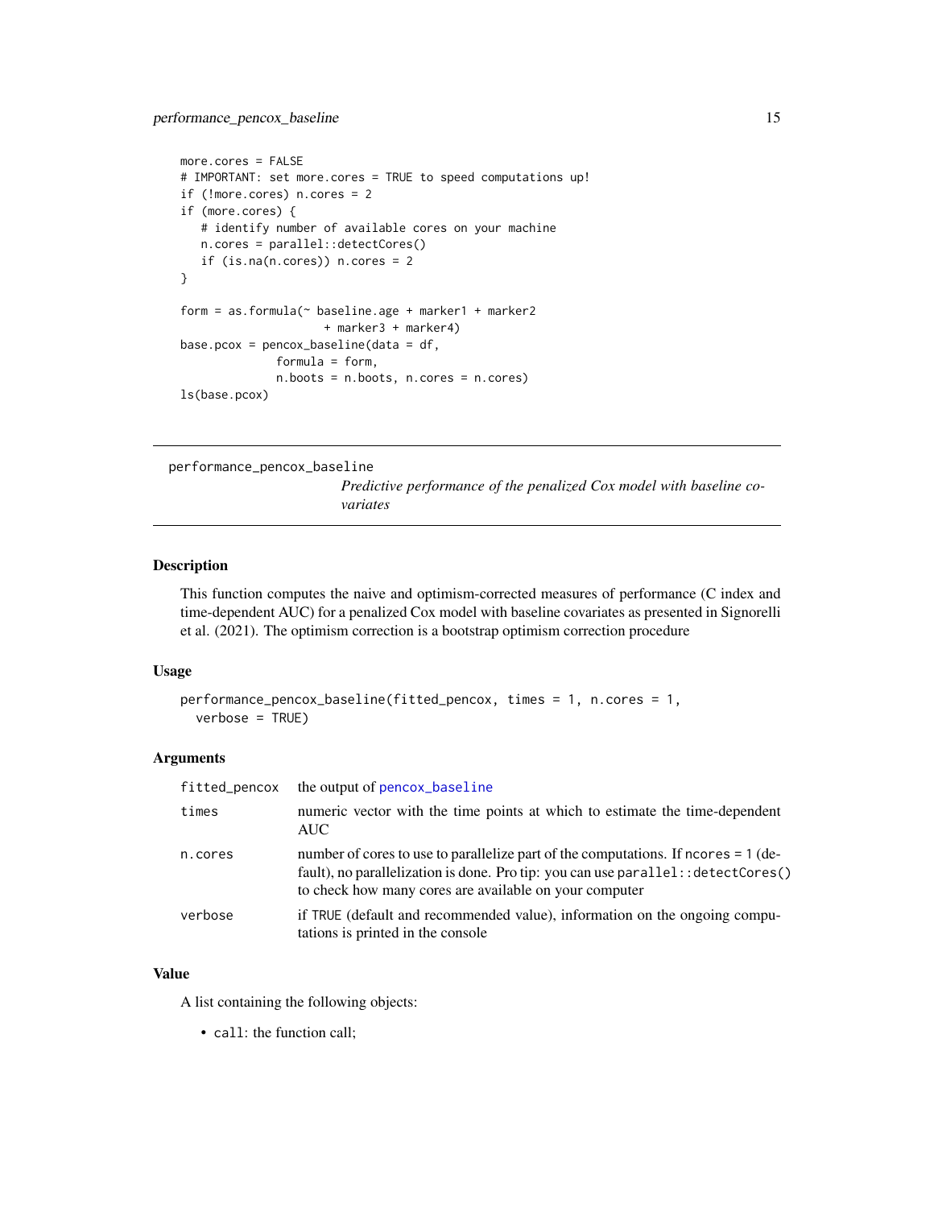```
more.cores = FALSE
# IMPORTANT: set more.cores = TRUE to speed computations up!
if (!more.cores) n.cores = 2
if (more.cores) {
   # identify number of available cores on your machine
   n.cores = parallel::detectCores()
   if (is.na(n.cores)) n.cores = 2
}

form = as.formula(~ baseline.age + marker1 + marker2
                     + marker3 + marker4)
base.pcox = pencox_baseline(data = df,
              formula = form,
              n.boots = n.boots, n.cores = n.cores)
ls(base.pcox)
```

---

## performance_pencox_baseline

*Predictive performance of the penalized Cox model with baseline covariates*

---

### Description

This function computes the naive and optimism-corrected measures of performance (C index and time-dependent AUC) for a penalized Cox model with baseline covariates as presented in Signorelli et al. (2021). The optimism correction is a bootstrap optimism correction procedure

### Usage

```
performance_pencox_baseline(fitted_pencox, times = 1, n.cores = 1,
  verbose = TRUE)
```

### Arguments

| | |
|---|---|
| fitted_pencox | the output of pencox_baseline |
| times | numeric vector with the time points at which to estimate the time-dependent AUC |
| n.cores | number of cores to use to parallelize part of the computations. If ncores = 1 (default), no parallelization is done. Pro tip: you can use parallel::detectCores() to check how many cores are available on your computer |
| verbose | if TRUE (default and recommended value), information on the ongoing computations is printed in the console |

### Value

A list containing the following objects:

- call: the function call;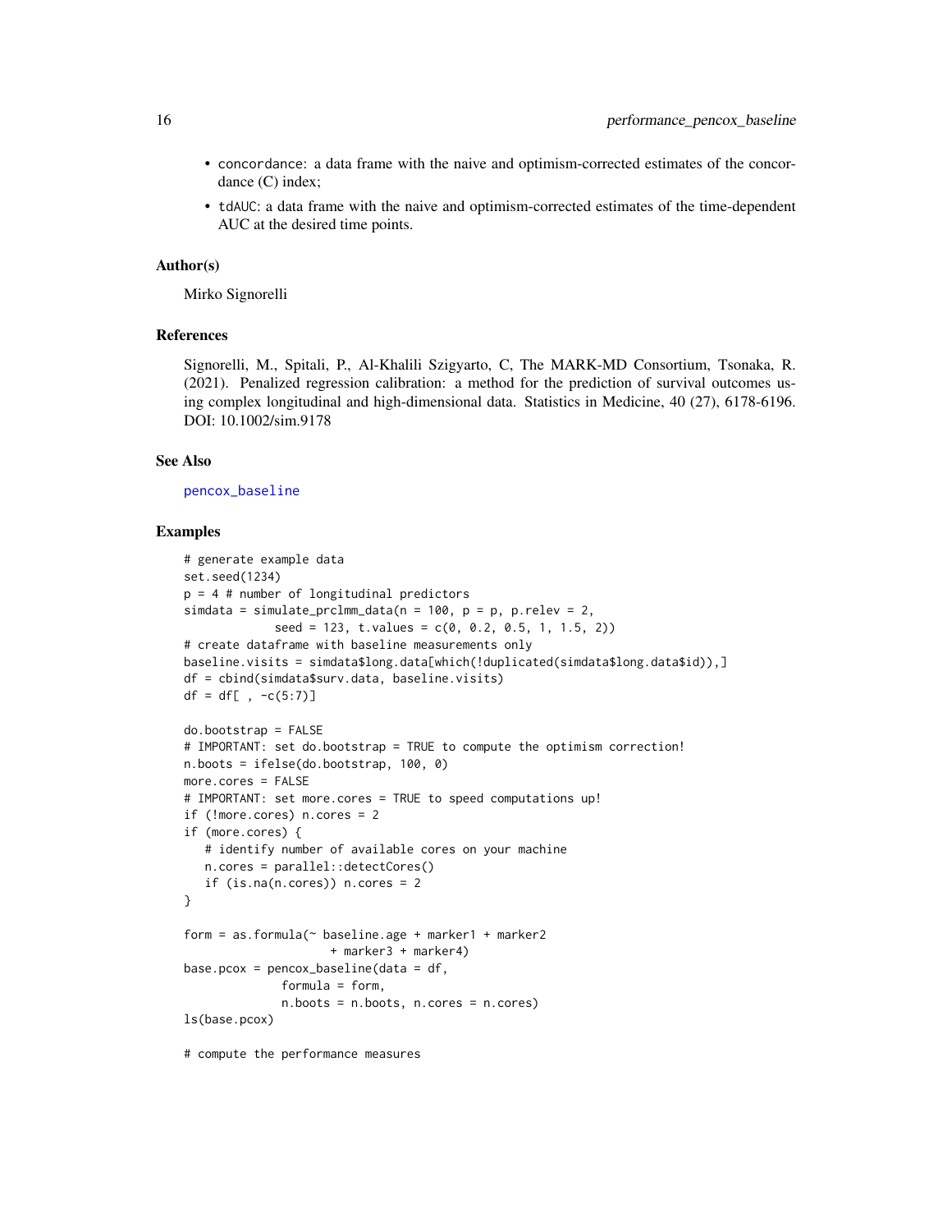- concordance: a data frame with the naive and optimism-corrected estimates of the concordance (C) index;
- tdAUC: a data frame with the naive and optimism-corrected estimates of the time-dependent AUC at the desired time points.

### Author(s)

Mirko Signorelli

### References

Signorelli, M., Spitali, P., Al-Khalili Szigyarto, C, The MARK-MD Consortium, Tsonaka, R. (2021). Penalized regression calibration: a method for the prediction of survival outcomes using complex longitudinal and high-dimensional data. Statistics in Medicine, 40 (27), 6178-6196. DOI: 10.1002/sim.9178

### See Also

pencox_baseline

### Examples

```
# generate example data
set.seed(1234)
p = 4 # number of longitudinal predictors
simdata = simulate_prclmm_data(n = 100, p = p, p.relev = 2,
             seed = 123, t.values = c(0, 0.2, 0.5, 1, 1.5, 2))
# create dataframe with baseline measurements only
baseline.visits = simdata$long.data[which(!duplicated(simdata$long.data$id)),]
df = cbind(simdata$surv.data, baseline.visits)
df = df[ , -c(5:7)]

do.bootstrap = FALSE
# IMPORTANT: set do.bootstrap = TRUE to compute the optimism correction!
n.boots = ifelse(do.bootstrap, 100, 0)
more.cores = FALSE
# IMPORTANT: set more.cores = TRUE to speed computations up!
if (!more.cores) n.cores = 2
if (more.cores) {
   # identify number of available cores on your machine
   n.cores = parallel::detectCores()
   if (is.na(n.cores)) n.cores = 2
}

form = as.formula(~ baseline.age + marker1 + marker2
                     + marker3 + marker4)
base.pcox = pencox_baseline(data = df,
              formula = form,
              n.boots = n.boots, n.cores = n.cores)
ls(base.pcox)

# compute the performance measures
```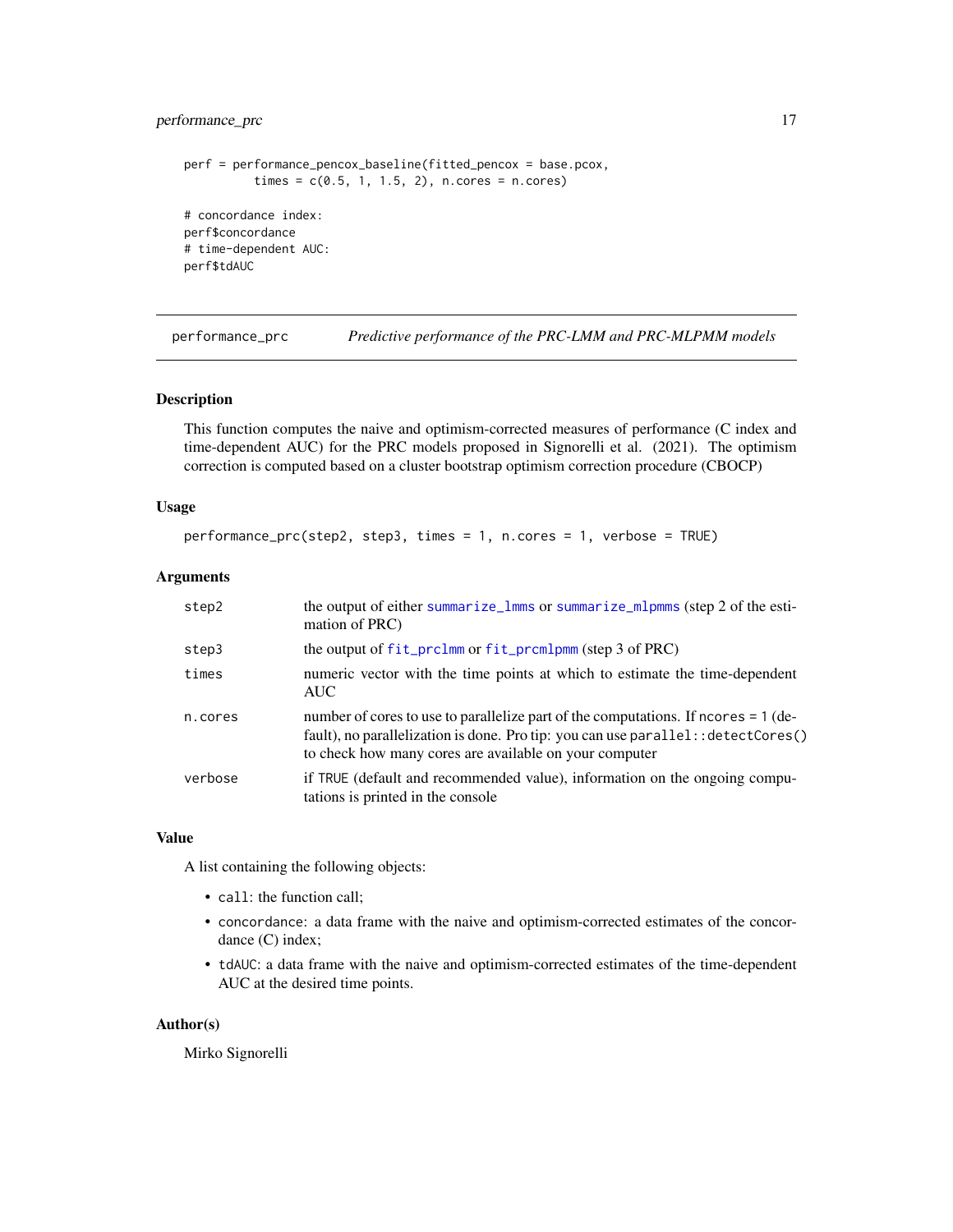```
perf = performance_pencox_baseline(fitted_pencox = base.pcox,
          times = c(0.5, 1, 1.5, 2), n.cores = n.cores)

# concordance index:
perf$concordance
# time-dependent AUC:
perf$tdAUC
```

---

`performance_prc` *Predictive performance of the PRC-LMM and PRC-MLPMM models*

---

## Description

This function computes the naive and optimism-corrected measures of performance (C index and time-dependent AUC) for the PRC models proposed in Signorelli et al. (2021). The optimism correction is computed based on a cluster bootstrap optimism correction procedure (CBOCP)

## Usage

```
performance_prc(step2, step3, times = 1, n.cores = 1, verbose = TRUE)
```

## Arguments

| | |
|---|---|
| `step2` | the output of either `summarize_lmms` or `summarize_mlpmms` (step 2 of the estimation of PRC) |
| `step3` | the output of `fit_prclmm` or `fit_prcmlpmm` (step 3 of PRC) |
| `times` | numeric vector with the time points at which to estimate the time-dependent AUC |
| `n.cores` | number of cores to use to parallelize part of the computations. If `ncores = 1` (default), no parallelization is done. Pro tip: you can use `parallel::detectCores()` to check how many cores are available on your computer |
| `verbose` | if `TRUE` (default and recommended value), information on the ongoing computations is printed in the console |

## Value

A list containing the following objects:

- `call`: the function call;
- `concordance`: a data frame with the naive and optimism-corrected estimates of the concordance (C) index;
- `tdAUC`: a data frame with the naive and optimism-corrected estimates of the time-dependent AUC at the desired time points.

## Author(s)

Mirko Signorelli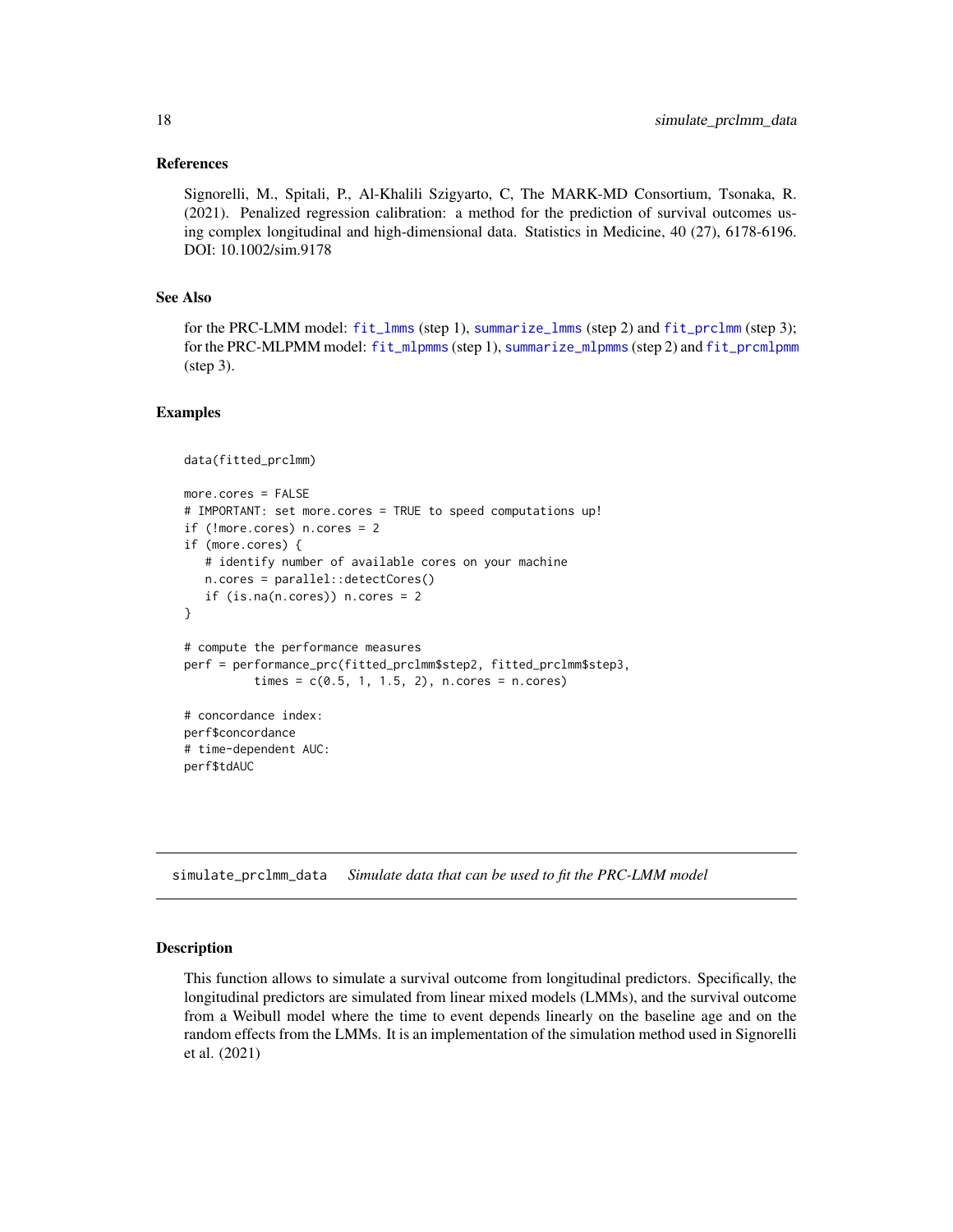### References

Signorelli, M., Spitali, P., Al-Khalili Szigyarto, C, The MARK-MD Consortium, Tsonaka, R. (2021). Penalized regression calibration: a method for the prediction of survival outcomes using complex longitudinal and high-dimensional data. Statistics in Medicine, 40 (27), 6178-6196. DOI: 10.1002/sim.9178

### See Also

for the PRC-LMM model: fit_lmms (step 1), summarize_lmms (step 2) and fit_prclmm (step 3); for the PRC-MLPMM model: fit_mlpmms (step 1), summarize_mlpmms (step 2) and fit_prcmlpmm (step 3).

### Examples

```
data(fitted_prclmm)

more.cores = FALSE
# IMPORTANT: set more.cores = TRUE to speed computations up!
if (!more.cores) n.cores = 2
if (more.cores) {
   # identify number of available cores on your machine
   n.cores = parallel::detectCores()
   if (is.na(n.cores)) n.cores = 2
}

# compute the performance measures
perf = performance_prc(fitted_prclmm$step2, fitted_prclmm$step3,
          times = c(0.5, 1, 1.5, 2), n.cores = n.cores)

# concordance index:
perf$concordance
# time-dependent AUC:
perf$tdAUC
```

---

## simulate_prclmm_data    *Simulate data that can be used to fit the PRC-LMM model*

### Description

This function allows to simulate a survival outcome from longitudinal predictors. Specifically, the longitudinal predictors are simulated from linear mixed models (LMMs), and the survival outcome from a Weibull model where the time to event depends linearly on the baseline age and on the random effects from the LMMs. It is an implementation of the simulation method used in Signorelli et al. (2021)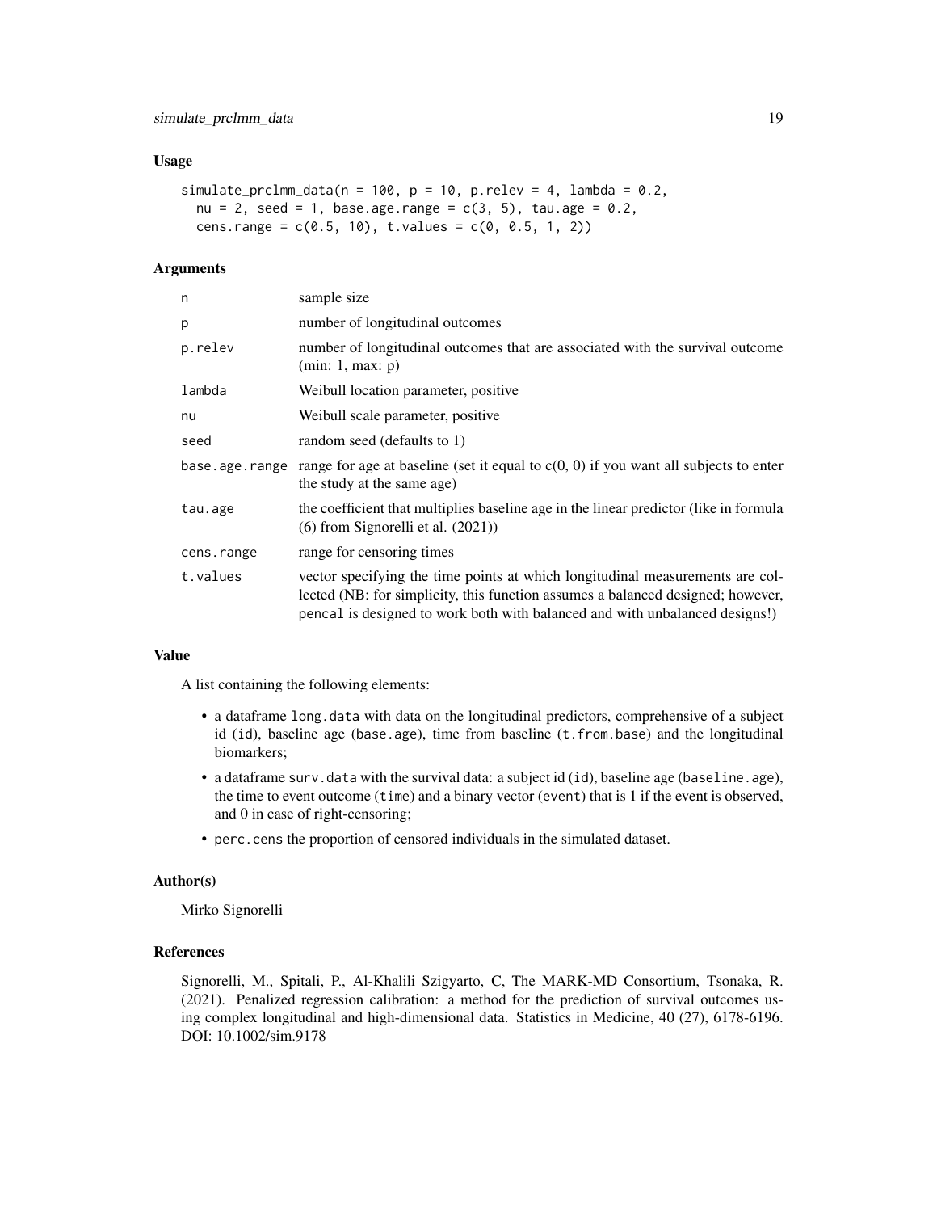### Usage

```
simulate_prclmm_data(n = 100, p = 10, p.relev = 4, lambda = 0.2,
  nu = 2, seed = 1, base.age.range = c(3, 5), tau.age = 0.2,
  cens.range = c(0.5, 10), t.values = c(0, 0.5, 1, 2))
```

### Arguments

| | |
|---|---|
| `n` | sample size |
| `p` | number of longitudinal outcomes |
| `p.relev` | number of longitudinal outcomes that are associated with the survival outcome (min: 1, max: p) |
| `lambda` | Weibull location parameter, positive |
| `nu` | Weibull scale parameter, positive |
| `seed` | random seed (defaults to 1) |
| `base.age.range` | range for age at baseline (set it equal to c(0, 0) if you want all subjects to enter the study at the same age) |
| `tau.age` | the coefficient that multiplies baseline age in the linear predictor (like in formula (6) from Signorelli et al. (2021)) |
| `cens.range` | range for censoring times |
| `t.values` | vector specifying the time points at which longitudinal measurements are collected (NB: for simplicity, this function assumes a balanced designed; however, `pencal` is designed to work both with balanced and with unbalanced designs!) |

### Value

A list containing the following elements:

- a dataframe `long.data` with data on the longitudinal predictors, comprehensive of a subject id (`id`), baseline age (`base.age`), time from baseline (`t.from.base`) and the longitudinal biomarkers;
- a dataframe `surv.data` with the survival data: a subject id (`id`), baseline age (`baseline.age`), the time to event outcome (`time`) and a binary vector (`event`) that is 1 if the event is observed, and 0 in case of right-censoring;
- `perc.cens` the proportion of censored individuals in the simulated dataset.

### Author(s)

Mirko Signorelli

### References

Signorelli, M., Spitali, P., Al-Khalili Szigyarto, C, The MARK-MD Consortium, Tsonaka, R. (2021). Penalized regression calibration: a method for the prediction of survival outcomes using complex longitudinal and high-dimensional data. Statistics in Medicine, 40 (27), 6178-6196. DOI: 10.1002/sim.9178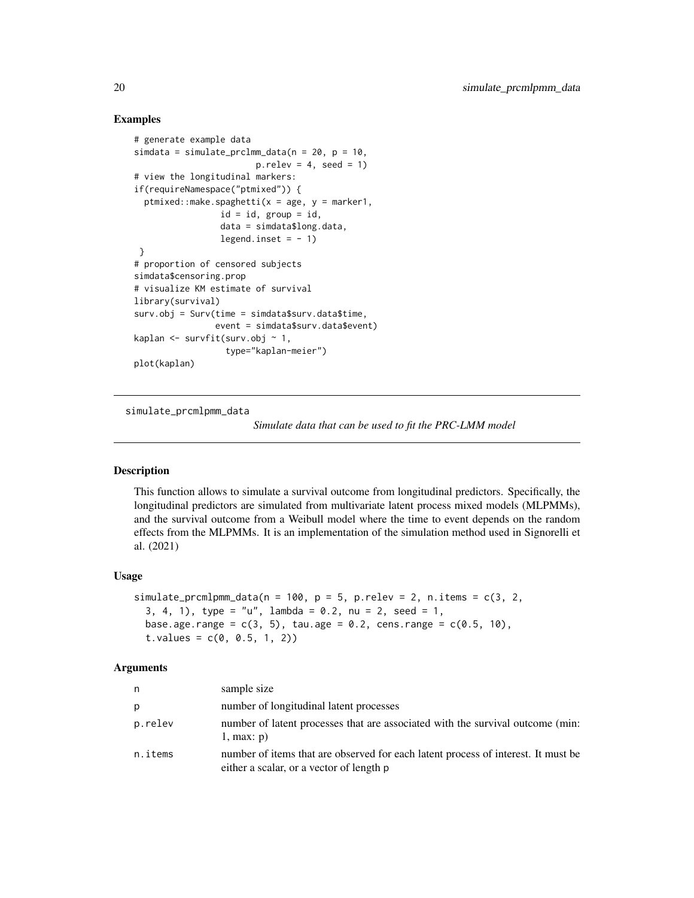### Examples

```
# generate example data
simdata = simulate_prclmm_data(n = 20, p = 10,
                        p.relev = 4, seed = 1)
# view the longitudinal markers:
if(requireNamespace("ptmixed")) {
  ptmixed::make.spaghetti(x = age, y = marker1,
                 id = id, group = id,
                 data = simdata$long.data,
                 legend.inset = - 1)
 }
# proportion of censored subjects
simdata$censoring.prop
# visualize KM estimate of survival
library(survival)
surv.obj = Surv(time = simdata$surv.data$time,
               event = simdata$surv.data$event)
kaplan <- survfit(surv.obj ~ 1,
                  type="kaplan-meier")
plot(kaplan)
```

---

## simulate_prcmlpmm_data

*Simulate data that can be used to fit the PRC-LMM model*

### Description

This function allows to simulate a survival outcome from longitudinal predictors. Specifically, the longitudinal predictors are simulated from multivariate latent process mixed models (MLPMMs), and the survival outcome from a Weibull model where the time to event depends on the random effects from the MLPMMs. It is an implementation of the simulation method used in Signorelli et al. (2021)

### Usage

```
simulate_prcmlpmm_data(n = 100, p = 5, p.relev = 2, n.items = c(3, 2,
  3, 4, 1), type = "u", lambda = 0.2, nu = 2, seed = 1,
  base.age.range = c(3, 5), tau.age = 0.2, cens.range = c(0.5, 10),
  t.values = c(0, 0.5, 1, 2))
```

### Arguments

| | |
|---|---|
| n | sample size |
| p | number of longitudinal latent processes |
| p.relev | number of latent processes that are associated with the survival outcome (min: 1, max: p) |
| n.items | number of items that are observed for each latent process of interest. It must be either a scalar, or a vector of length p |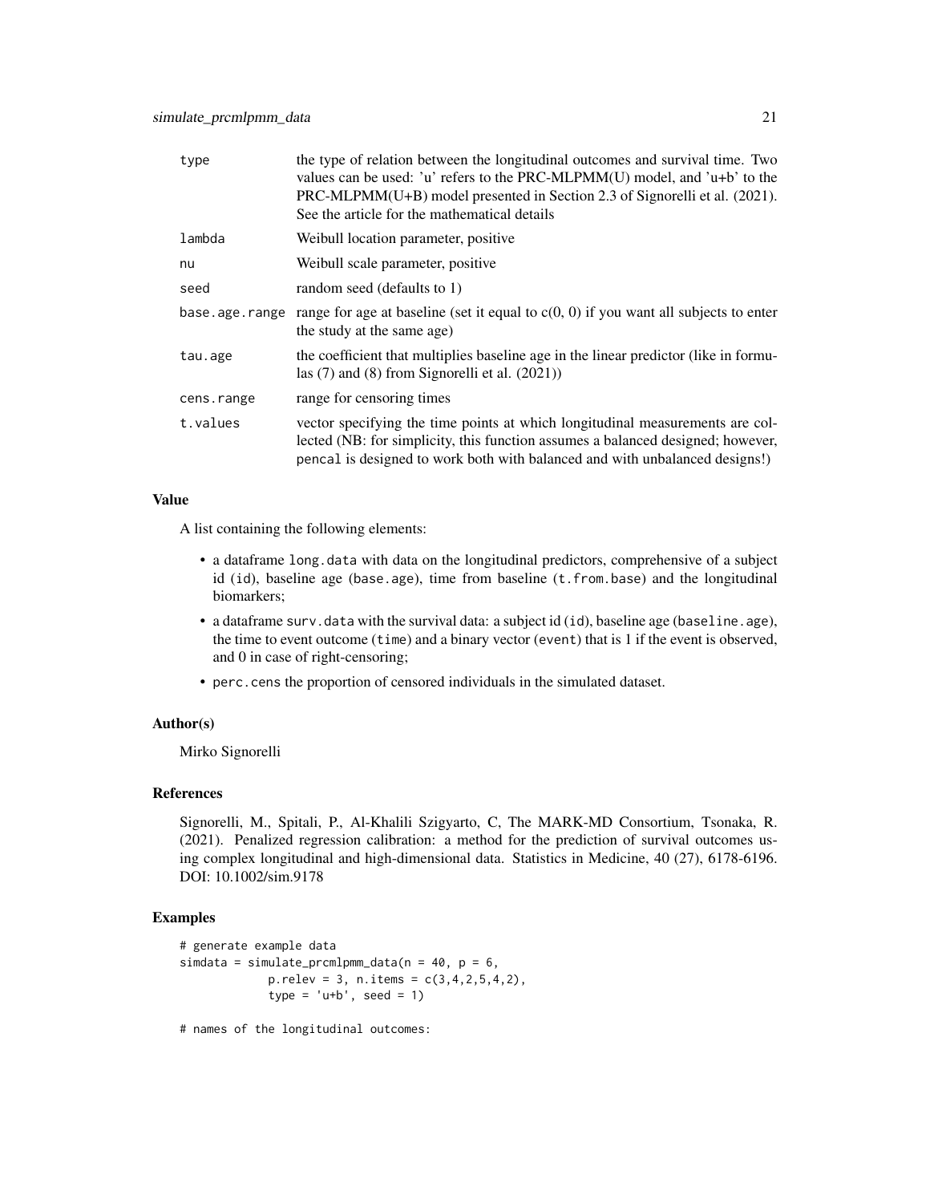| | |
|---|---|
| type | the type of relation between the longitudinal outcomes and survival time. Two values can be used: 'u' refers to the PRC-MLPMM(U) model, and 'u+b' to the PRC-MLPMM(U+B) model presented in Section 2.3 of Signorelli et al. (2021). See the article for the mathematical details |
| lambda | Weibull location parameter, positive |
| nu | Weibull scale parameter, positive |
| seed | random seed (defaults to 1) |
| base.age.range | range for age at baseline (set it equal to c(0, 0) if you want all subjects to enter the study at the same age) |
| tau.age | the coefficient that multiplies baseline age in the linear predictor (like in formulas (7) and (8) from Signorelli et al. (2021)) |
| cens.range | range for censoring times |
| t.values | vector specifying the time points at which longitudinal measurements are collected (NB: for simplicity, this function assumes a balanced designed; however, pencal is designed to work both with balanced and with unbalanced designs!) |

### Value

A list containing the following elements:

- a dataframe long.data with data on the longitudinal predictors, comprehensive of a subject id (id), baseline age (base.age), time from baseline (t.from.base) and the longitudinal biomarkers;
- a dataframe surv.data with the survival data: a subject id (id), baseline age (baseline.age), the time to event outcome (time) and a binary vector (event) that is 1 if the event is observed, and 0 in case of right-censoring;
- perc.cens the proportion of censored individuals in the simulated dataset.

### Author(s)

Mirko Signorelli

### References

Signorelli, M., Spitali, P., Al-Khalili Szigyarto, C, The MARK-MD Consortium, Tsonaka, R. (2021). Penalized regression calibration: a method for the prediction of survival outcomes using complex longitudinal and high-dimensional data. Statistics in Medicine, 40 (27), 6178-6196. DOI: 10.1002/sim.9178

### Examples

```
# generate example data
simdata = simulate_prcmlpmm_data(n = 40, p = 6,
             p.relev = 3, n.items = c(3,4,2,5,4,2),
             type = 'u+b', seed = 1)

# names of the longitudinal outcomes:
```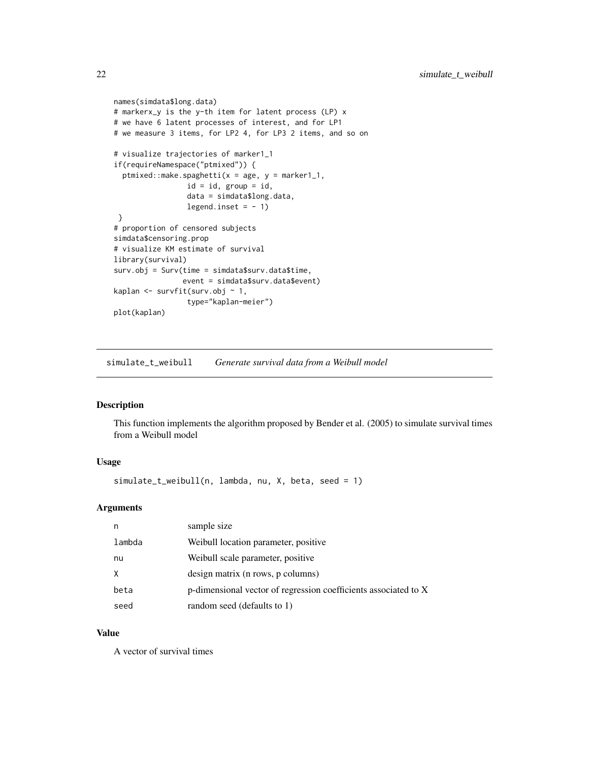```
names(simdata$long.data)
# markerx_y is the y-th item for latent process (LP) x
# we have 6 latent processes of interest, and for LP1
# we measure 3 items, for LP2 4, for LP3 2 items, and so on

# visualize trajectories of marker1_1
if(requireNamespace("ptmixed")) {
  ptmixed::make.spaghetti(x = age, y = marker1_1,
                 id = id, group = id,
                 data = simdata$long.data,
                 legend.inset = - 1)
 }
# proportion of censored subjects
simdata$censoring.prop
# visualize KM estimate of survival
library(survival)
surv.obj = Surv(time = simdata$surv.data$time,
                event = simdata$surv.data$event)
kaplan <- survfit(surv.obj ~ 1,
                 type="kaplan-meier")
plot(kaplan)
```

## simulate_t_weibull *Generate survival data from a Weibull model*

### Description

This function implements the algorithm proposed by Bender et al. (2005) to simulate survival times from a Weibull model

### Usage

```
simulate_t_weibull(n, lambda, nu, X, beta, seed = 1)
```

### Arguments

| | |
|---|---|
| n | sample size |
| lambda | Weibull location parameter, positive |
| nu | Weibull scale parameter, positive |
| X | design matrix (n rows, p columns) |
| beta | p-dimensional vector of regression coefficients associated to X |
| seed | random seed (defaults to 1) |

### Value

A vector of survival times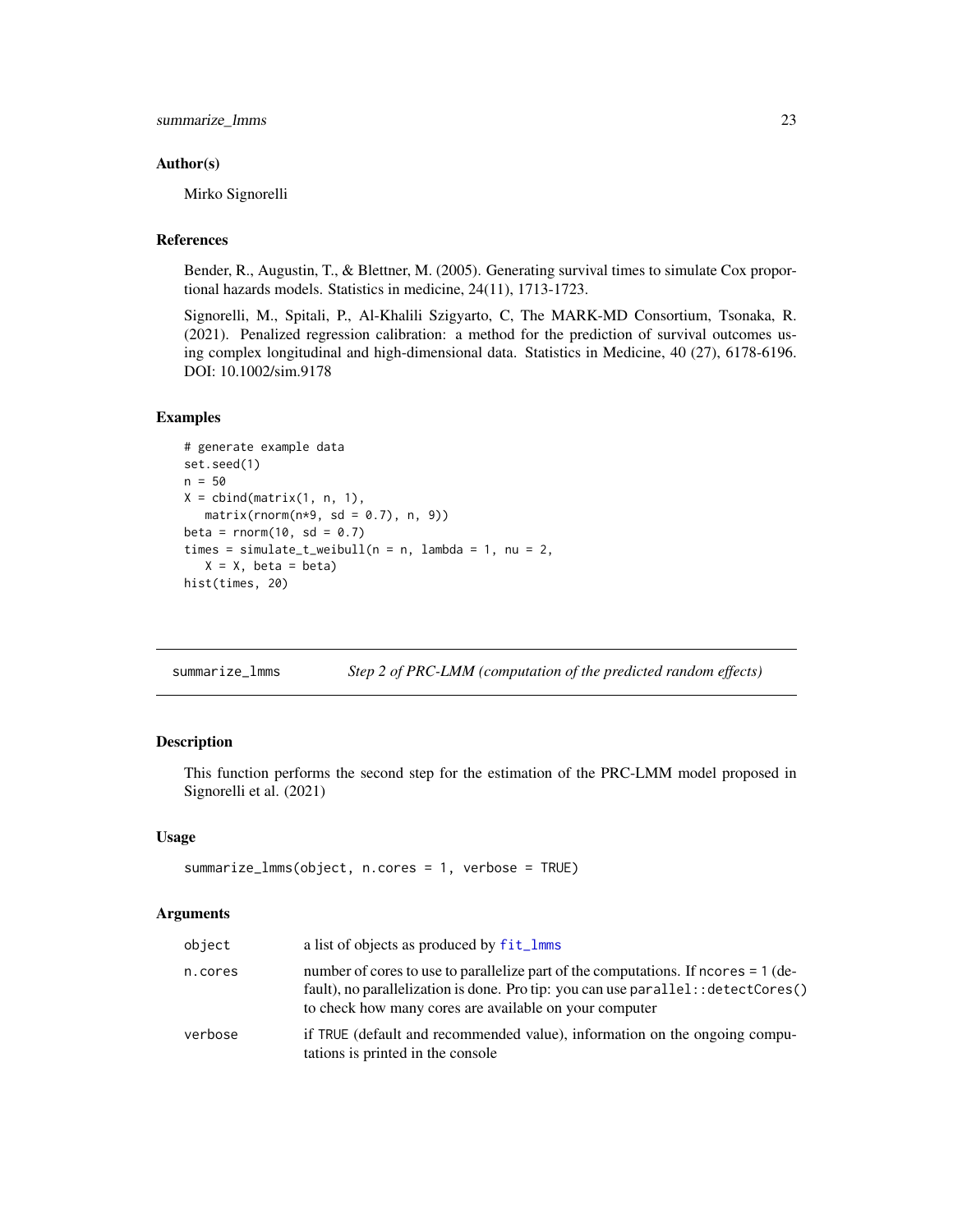### Author(s)

Mirko Signorelli

### References

Bender, R., Augustin, T., & Blettner, M. (2005). Generating survival times to simulate Cox proportional hazards models. Statistics in medicine, 24(11), 1713-1723.

Signorelli, M., Spitali, P., Al-Khalili Szigyarto, C, The MARK-MD Consortium, Tsonaka, R. (2021). Penalized regression calibration: a method for the prediction of survival outcomes using complex longitudinal and high-dimensional data. Statistics in Medicine, 40 (27), 6178-6196. DOI: 10.1002/sim.9178

### Examples

```
# generate example data
set.seed(1)
n = 50
X = cbind(matrix(1, n, 1),
   matrix(rnorm(n*9, sd = 0.7), n, 9))
beta = rnorm(10, sd = 0.7)
times = simulate_t_weibull(n = n, lambda = 1, nu = 2,
   X = X, beta = beta)
hist(times, 20)
```

---

## summarize_lmms — *Step 2 of PRC-LMM (computation of the predicted random effects)*

### Description

This function performs the second step for the estimation of the PRC-LMM model proposed in Signorelli et al. (2021)

### Usage

```
summarize_lmms(object, n.cores = 1, verbose = TRUE)
```

### Arguments

| | |
|---|---|
| object | a list of objects as produced by `fit_lmms` |
| n.cores | number of cores to use to parallelize part of the computations. If `ncores = 1` (default), no parallelization is done. Pro tip: you can use `parallel::detectCores()` to check how many cores are available on your computer |
| verbose | if `TRUE` (default and recommended value), information on the ongoing computations is printed in the console |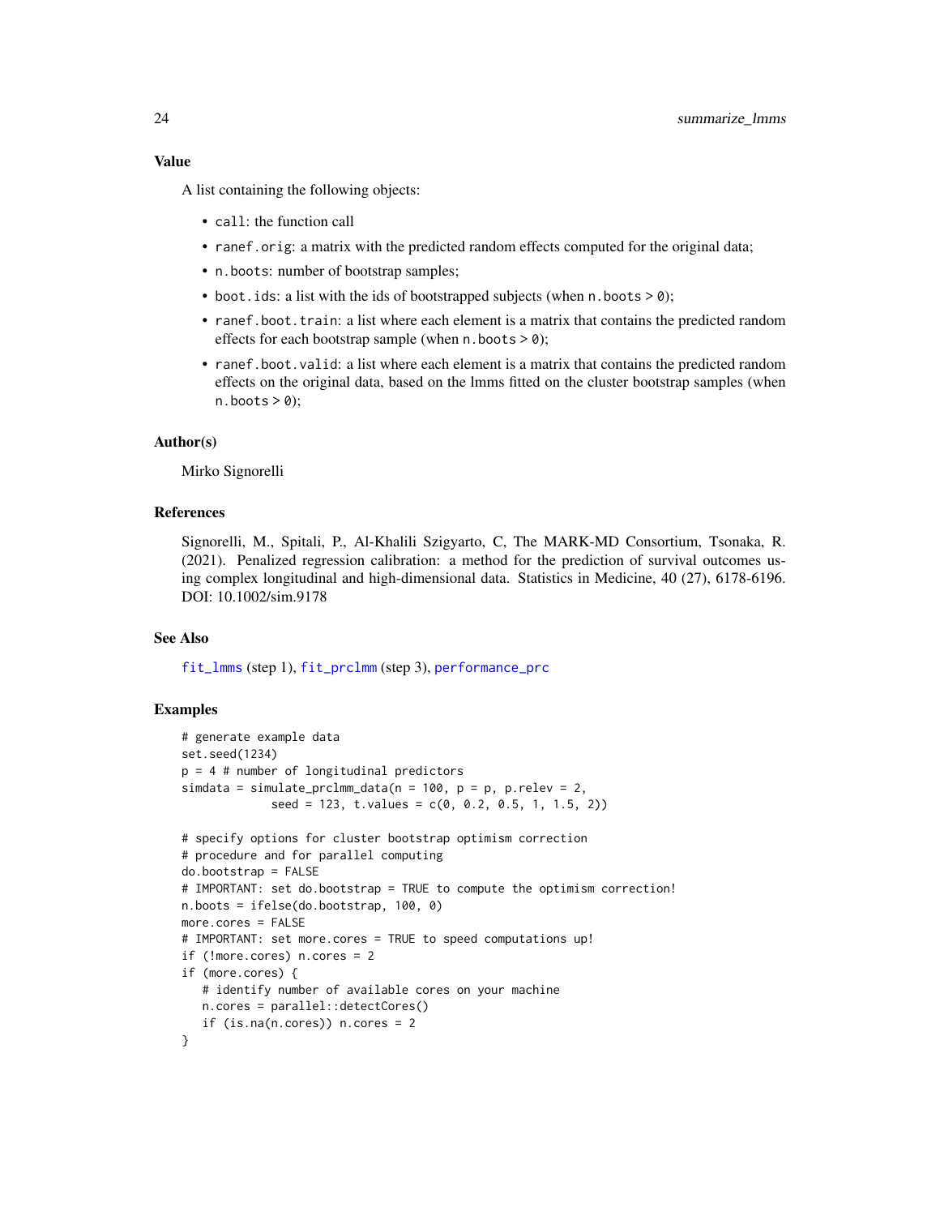### Value

A list containing the following objects:

- `call`: the function call
- `ranef.orig`: a matrix with the predicted random effects computed for the original data;
- `n.boots`: number of bootstrap samples;
- `boot.ids`: a list with the ids of bootstrapped subjects (when `n.boots > 0`);
- `ranef.boot.train`: a list where each element is a matrix that contains the predicted random effects for each bootstrap sample (when `n.boots > 0`);
- `ranef.boot.valid`: a list where each element is a matrix that contains the predicted random effects on the original data, based on the lmms fitted on the cluster bootstrap samples (when `n.boots > 0`);

### Author(s)

Mirko Signorelli

### References

Signorelli, M., Spitali, P., Al-Khalili Szigyarto, C, The MARK-MD Consortium, Tsonaka, R. (2021). Penalized regression calibration: a method for the prediction of survival outcomes using complex longitudinal and high-dimensional data. Statistics in Medicine, 40 (27), 6178-6196. DOI: 10.1002/sim.9178

### See Also

fit_lmms (step 1), fit_prclmm (step 3), performance_prc

### Examples

```
# generate example data
set.seed(1234)
p = 4 # number of longitudinal predictors
simdata = simulate_prclmm_data(n = 100, p = p, p.relev = 2,
             seed = 123, t.values = c(0, 0.2, 0.5, 1, 1.5, 2))

# specify options for cluster bootstrap optimism correction
# procedure and for parallel computing
do.bootstrap = FALSE
# IMPORTANT: set do.bootstrap = TRUE to compute the optimism correction!
n.boots = ifelse(do.bootstrap, 100, 0)
more.cores = FALSE
# IMPORTANT: set more.cores = TRUE to speed computations up!
if (!more.cores) n.cores = 2
if (more.cores) {
   # identify number of available cores on your machine
   n.cores = parallel::detectCores()
   if (is.na(n.cores)) n.cores = 2
}
```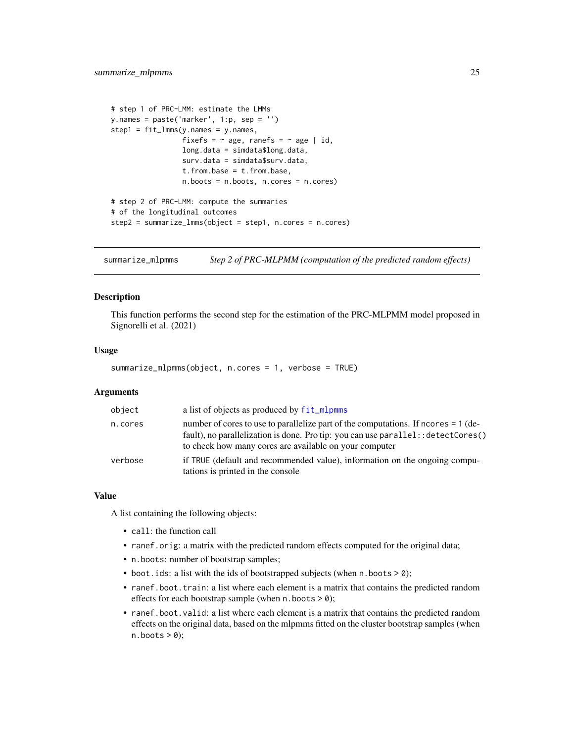```
# step 1 of PRC-LMM: estimate the LMMs
y.names = paste('marker', 1:p, sep = '')
step1 = fit_lmms(y.names = y.names,
                 fixefs = ~ age, ranefs = ~ age | id,
                 long.data = simdata$long.data,
                 surv.data = simdata$surv.data,
                 t.from.base = t.from.base,
                 n.boots = n.boots, n.cores = n.cores)

# step 2 of PRC-LMM: compute the summaries
# of the longitudinal outcomes
step2 = summarize_lmms(object = step1, n.cores = n.cores)
```

---

## summarize_mlpmms — *Step 2 of PRC-MLPMM (computation of the predicted random effects)*

### Description

This function performs the second step for the estimation of the PRC-MLPMM model proposed in Signorelli et al. (2021)

### Usage

```
summarize_mlpmms(object, n.cores = 1, verbose = TRUE)
```

### Arguments

| | |
|---|---|
| `object` | a list of objects as produced by `fit_mlpmms` |
| `n.cores` | number of cores to use to parallelize part of the computations. If `ncores = 1` (default), no parallelization is done. Pro tip: you can use `parallel::detectCores()` to check how many cores are available on your computer |
| `verbose` | if `TRUE` (default and recommended value), information on the ongoing computations is printed in the console |

### Value

A list containing the following objects:

- `call`: the function call
- `ranef.orig`: a matrix with the predicted random effects computed for the original data;
- `n.boots`: number of bootstrap samples;
- `boot.ids`: a list with the ids of bootstrapped subjects (when `n.boots > 0`);
- `ranef.boot.train`: a list where each element is a matrix that contains the predicted random effects for each bootstrap sample (when `n.boots > 0`);
- `ranef.boot.valid`: a list where each element is a matrix that contains the predicted random effects on the original data, based on the mlpmms fitted on the cluster bootstrap samples (when `n.boots > 0`);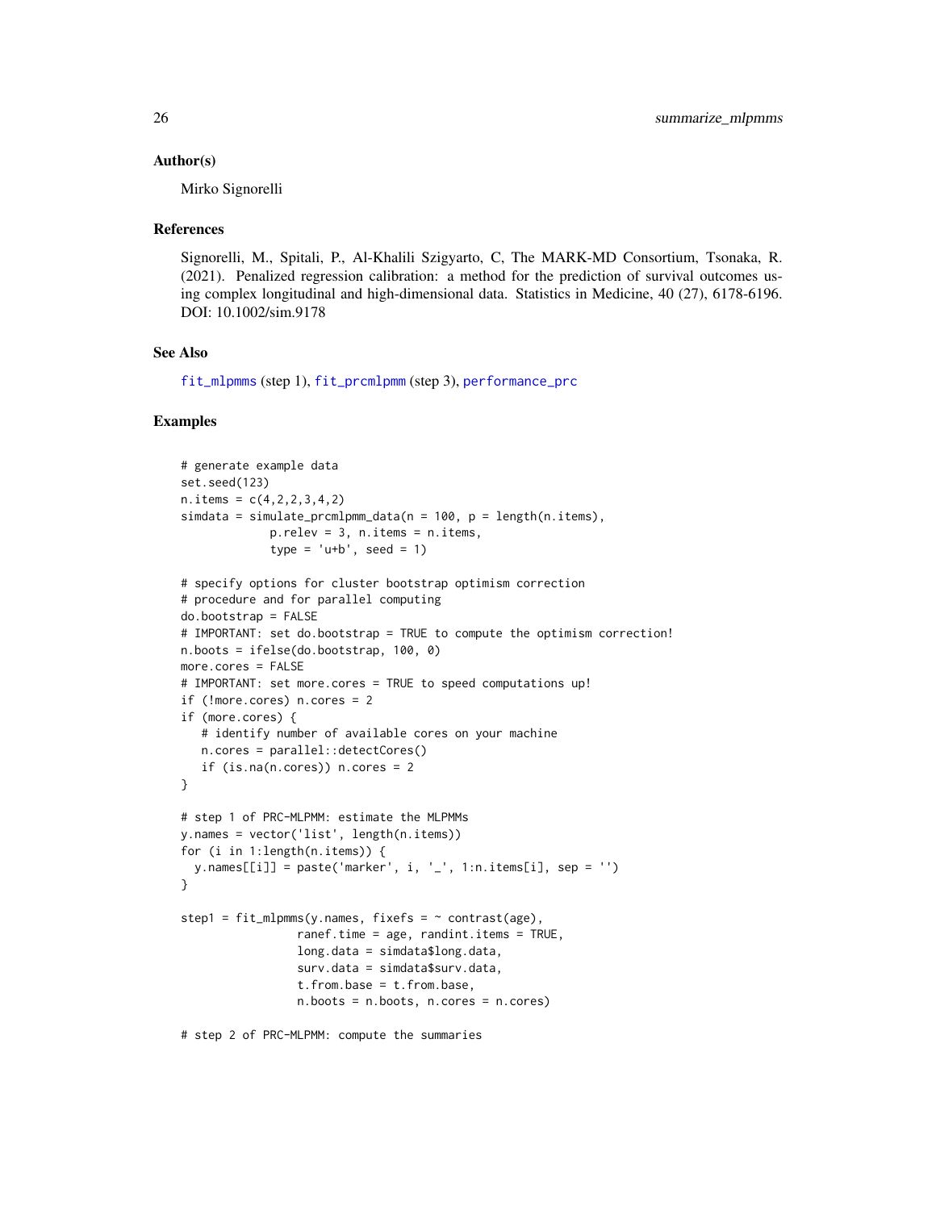## Author(s)

Mirko Signorelli

## References

Signorelli, M., Spitali, P., Al-Khalili Szigyarto, C, The MARK-MD Consortium, Tsonaka, R. (2021). Penalized regression calibration: a method for the prediction of survival outcomes using complex longitudinal and high-dimensional data. Statistics in Medicine, 40 (27), 6178-6196. DOI: 10.1002/sim.9178

## See Also

fit_mlpmms (step 1), fit_prcmlpmm (step 3), performance_prc

## Examples

```
# generate example data
set.seed(123)
n.items = c(4,2,2,3,4,2)
simdata = simulate_prcmlpmm_data(n = 100, p = length(n.items),
             p.relev = 3, n.items = n.items,
             type = 'u+b', seed = 1)

# specify options for cluster bootstrap optimism correction
# procedure and for parallel computing
do.bootstrap = FALSE
# IMPORTANT: set do.bootstrap = TRUE to compute the optimism correction!
n.boots = ifelse(do.bootstrap, 100, 0)
more.cores = FALSE
# IMPORTANT: set more.cores = TRUE to speed computations up!
if (!more.cores) n.cores = 2
if (more.cores) {
   # identify number of available cores on your machine
   n.cores = parallel::detectCores()
   if (is.na(n.cores)) n.cores = 2
}

# step 1 of PRC-MLPMM: estimate the MLPMMs
y.names = vector('list', length(n.items))
for (i in 1:length(n.items)) {
  y.names[[i]] = paste('marker', i, '_', 1:n.items[i], sep = '')
}

step1 = fit_mlpmms(y.names, fixefs = ~ contrast(age),
                 ranef.time = age, randint.items = TRUE,
                 long.data = simdata$long.data,
                 surv.data = simdata$surv.data,
                 t.from.base = t.from.base,
                 n.boots = n.boots, n.cores = n.cores)

# step 2 of PRC-MLPMM: compute the summaries
```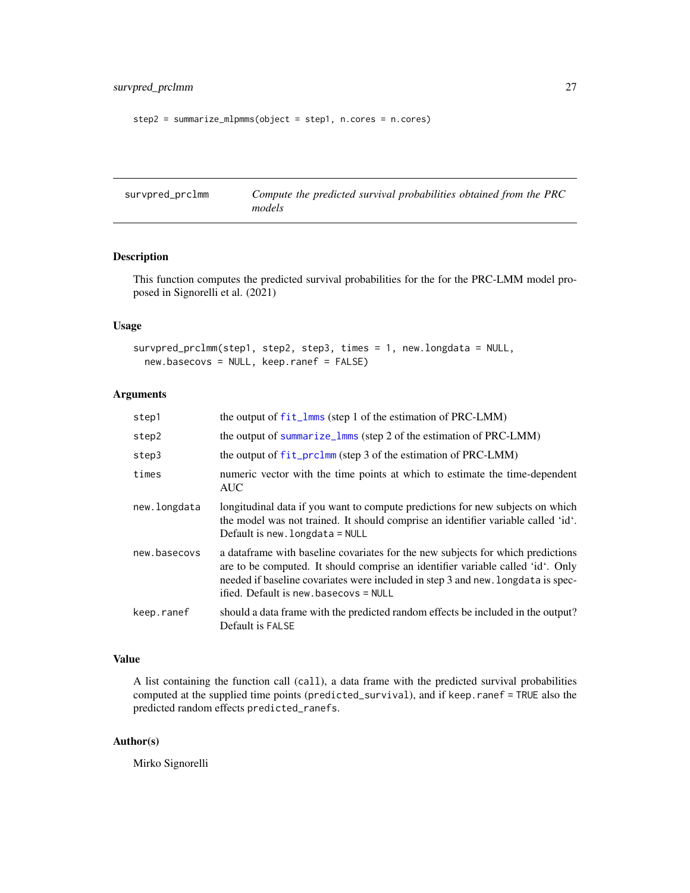```
step2 = summarize_mlpmms(object = step1, n.cores = n.cores)
```

---

## survpred_prclmm — *Compute the predicted survival probabilities obtained from the PRC models*

### Description

This function computes the predicted survival probabilities for the for the PRC-LMM model proposed in Signorelli et al. (2021)

### Usage

```
survpred_prclmm(step1, step2, step3, times = 1, new.longdata = NULL,
  new.basecovs = NULL, keep.ranef = FALSE)
```

### Arguments

| | |
|---|---|
| `step1` | the output of `fit_lmms` (step 1 of the estimation of PRC-LMM) |
| `step2` | the output of `summarize_lmms` (step 2 of the estimation of PRC-LMM) |
| `step3` | the output of `fit_prclmm` (step 3 of the estimation of PRC-LMM) |
| `times` | numeric vector with the time points at which to estimate the time-dependent AUC |
| `new.longdata` | longitudinal data if you want to compute predictions for new subjects on which the model was not trained. It should comprise an identifier variable called 'id'. Default is `new.longdata = NULL` |
| `new.basecovs` | a dataframe with baseline covariates for the new subjects for which predictions are to be computed. It should comprise an identifier variable called 'id'. Only needed if baseline covariates were included in step 3 and `new.longdata` is specified. Default is `new.basecovs = NULL` |
| `keep.ranef` | should a data frame with the predicted random effects be included in the output? Default is `FALSE` |

### Value

A list containing the function call (`call`), a data frame with the predicted survival probabilities computed at the supplied time points (`predicted_survival`), and if `keep.ranef = TRUE` also the predicted random effects `predicted_ranefs`.

### Author(s)

Mirko Signorelli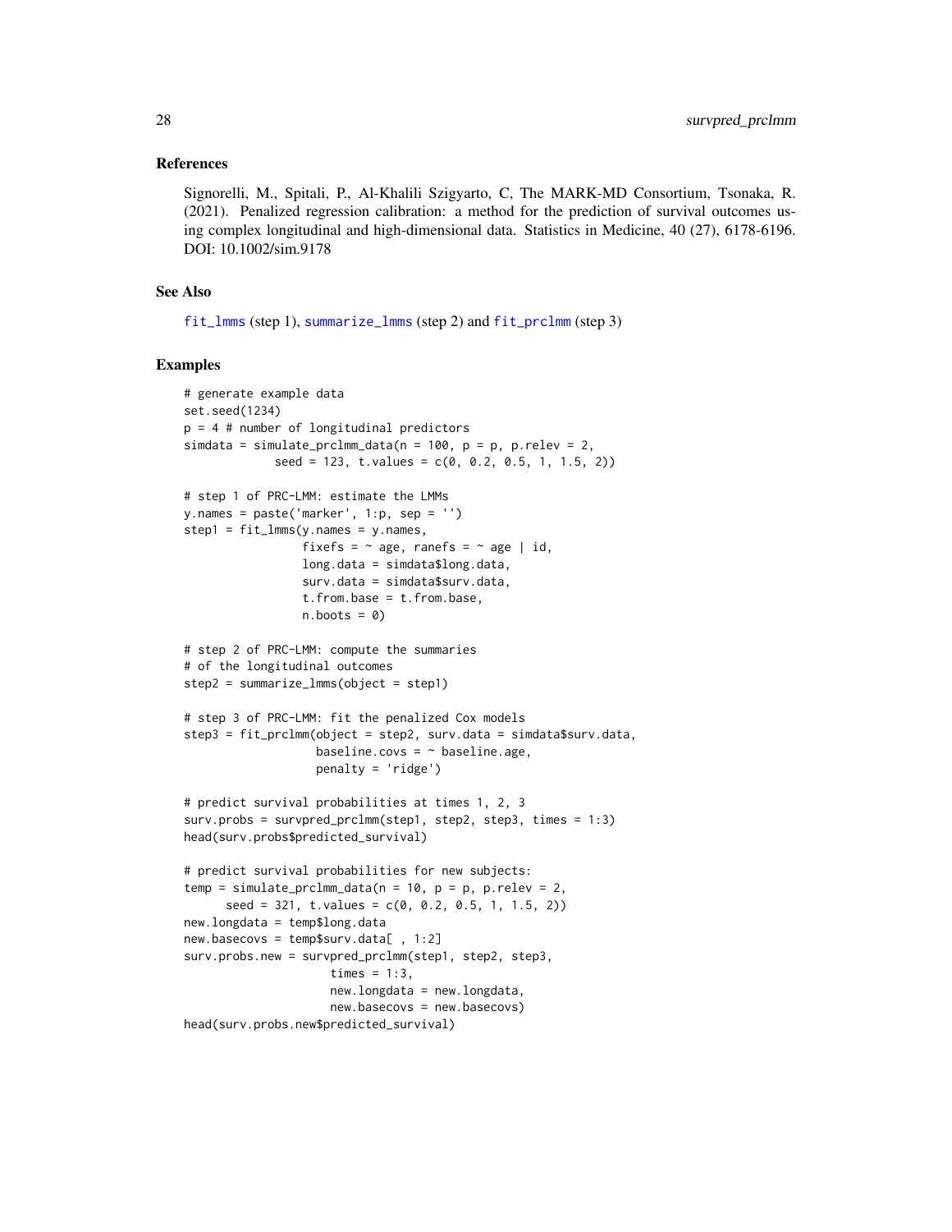### References

Signorelli, M., Spitali, P., Al-Khalili Szigyarto, C, The MARK-MD Consortium, Tsonaka, R. (2021). Penalized regression calibration: a method for the prediction of survival outcomes using complex longitudinal and high-dimensional data. Statistics in Medicine, 40 (27), 6178-6196. DOI: 10.1002/sim.9178

### See Also

fit_lmms (step 1), summarize_lmms (step 2) and fit_prclmm (step 3)

### Examples

```
# generate example data
set.seed(1234)
p = 4 # number of longitudinal predictors
simdata = simulate_prclmm_data(n = 100, p = p, p.relev = 2,
             seed = 123, t.values = c(0, 0.2, 0.5, 1, 1.5, 2))

# step 1 of PRC-LMM: estimate the LMMs
y.names = paste('marker', 1:p, sep = '')
step1 = fit_lmms(y.names = y.names,
                 fixefs = ~ age, ranefs = ~ age | id,
                 long.data = simdata$long.data,
                 surv.data = simdata$surv.data,
                 t.from.base = t.from.base,
                 n.boots = 0)

# step 2 of PRC-LMM: compute the summaries
# of the longitudinal outcomes
step2 = summarize_lmms(object = step1)

# step 3 of PRC-LMM: fit the penalized Cox models
step3 = fit_prclmm(object = step2, surv.data = simdata$surv.data,
                   baseline.covs = ~ baseline.age,
                   penalty = 'ridge')

# predict survival probabilities at times 1, 2, 3
surv.probs = survpred_prclmm(step1, step2, step3, times = 1:3)
head(surv.probs$predicted_survival)

# predict survival probabilities for new subjects:
temp = simulate_prclmm_data(n = 10, p = p, p.relev = 2,
      seed = 321, t.values = c(0, 0.2, 0.5, 1, 1.5, 2))
new.longdata = temp$long.data
new.basecovs = temp$surv.data[ , 1:2]
surv.probs.new = survpred_prclmm(step1, step2, step3,
                     times = 1:3,
                     new.longdata = new.longdata,
                     new.basecovs = new.basecovs)
head(surv.probs.new$predicted_survival)
```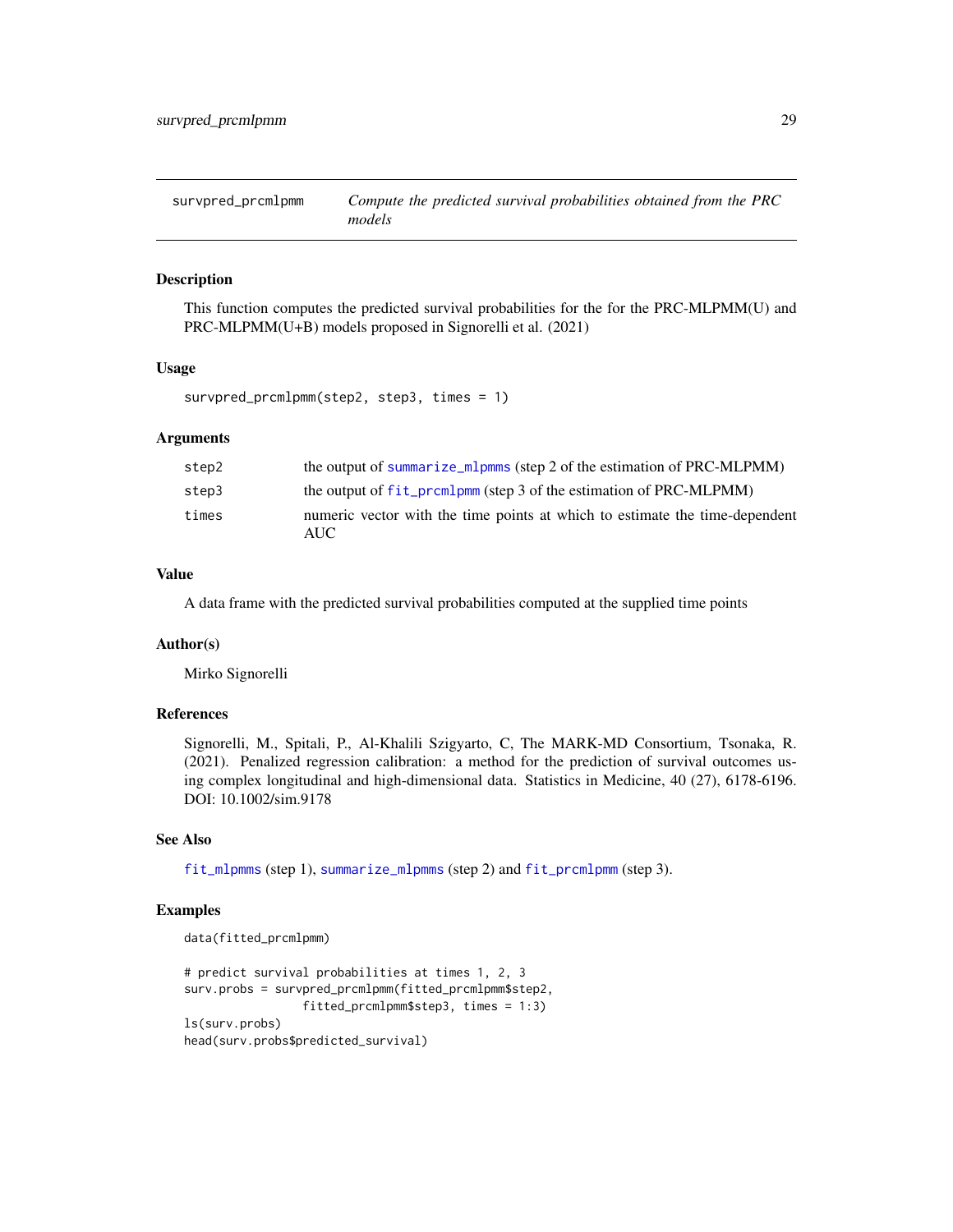# survpred_prcmlpmm — *Compute the predicted survival probabilities obtained from the PRC models*

## Description

This function computes the predicted survival probabilities for the for the PRC-MLPMM(U) and PRC-MLPMM(U+B) models proposed in Signorelli et al. (2021)

## Usage

```
survpred_prcmlpmm(step2, step3, times = 1)
```

## Arguments

| | |
|---|---|
| step2 | the output of summarize_mlpmms (step 2 of the estimation of PRC-MLPMM) |
| step3 | the output of fit_prcmlpmm (step 3 of the estimation of PRC-MLPMM) |
| times | numeric vector with the time points at which to estimate the time-dependent AUC |

## Value

A data frame with the predicted survival probabilities computed at the supplied time points

## Author(s)

Mirko Signorelli

## References

Signorelli, M., Spitali, P., Al-Khalili Szigyarto, C, The MARK-MD Consortium, Tsonaka, R. (2021). Penalized regression calibration: a method for the prediction of survival outcomes using complex longitudinal and high-dimensional data. Statistics in Medicine, 40 (27), 6178-6196. DOI: 10.1002/sim.9178

## See Also

fit_mlpmms (step 1), summarize_mlpmms (step 2) and fit_prcmlpmm (step 3).

## Examples

```
data(fitted_prcmlpmm)

# predict survival probabilities at times 1, 2, 3
surv.probs = survpred_prcmlpmm(fitted_prcmlpmm$step2,
                 fitted_prcmlpmm$step3, times = 1:3)
ls(surv.probs)
head(surv.probs$predicted_survival)
```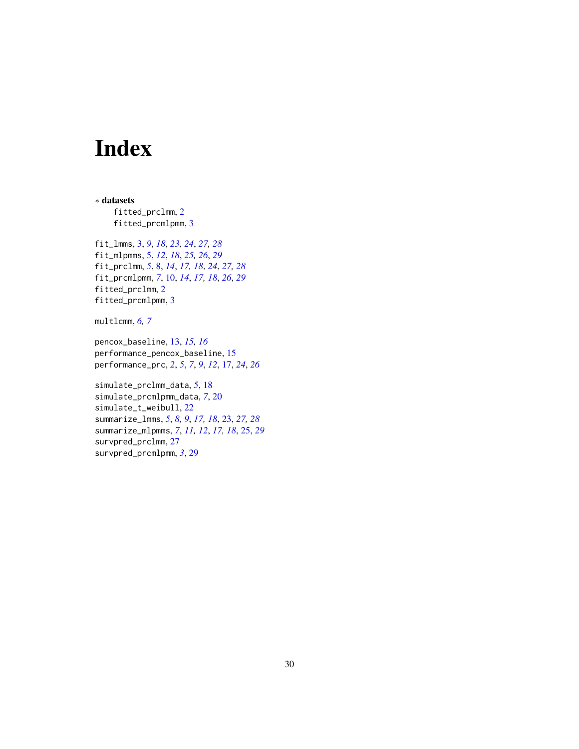# Index

∗ **datasets**

    fitted_prclmm, 2
    fitted_prcmlpmm, 3

fit_lmms, 3, *9*, *18*, *23, 24*, *27, 28*
fit_mlpmms, 5, *12*, *18*, *25, 26*, *29*
fit_prclmm, *5*, 8, *14*, *17, 18*, *24*, *27, 28*
fit_prcmlpmm, *7*, 10, *14*, *17, 18*, *26*, *29*
fitted_prclmm, 2
fitted_prcmlpmm, 3

multlcmm, *6, 7*

pencox_baseline, 13, *15, 16*
performance_pencox_baseline, 15
performance_prc, *2*, *5*, *7*, *9*, *12*, 17, *24*, *26*

simulate_prclmm_data, *5*, 18
simulate_prcmlpmm_data, *7*, 20
simulate_t_weibull, 22
summarize_lmms, *5*, *8, 9*, *17, 18*, 23, *27, 28*
summarize_mlpmms, *7*, *11, 12*, *17, 18*, 25, *29*
survpred_prclmm, 27
survpred_prcmlpmm, *3*, 29